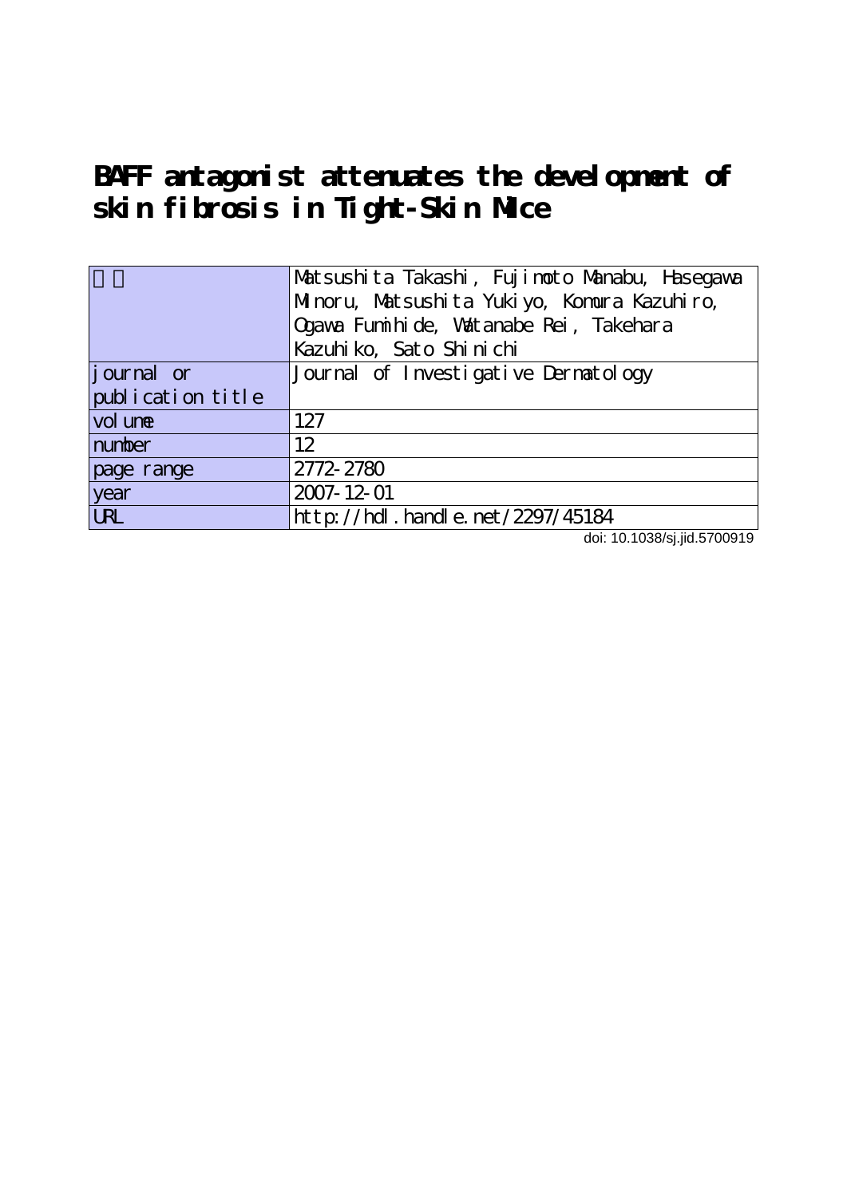# BAFF antagonist attenuates the development of skin fibrosis in Tight-Skin Mice

| | |
|---|---|
| 著者 | Matsushita Takashi, Fujimoto Manabu, Hasegawa Minoru, Matsushita Yukiyo, Komura Kazuhiro, Ogawa Fumihide, Watanabe Rei, Takehara Kazuhiko, Sato Shinichi |
| journal or publication title | Journal of Investigative Dermatology |
| volume | 127 |
| number | 12 |
| page range | 2772-2780 |
| year | 2007-12-01 |
| URL | http://hdl.handle.net/2297/45184 |

doi: 10.1038/sj.jid.5700919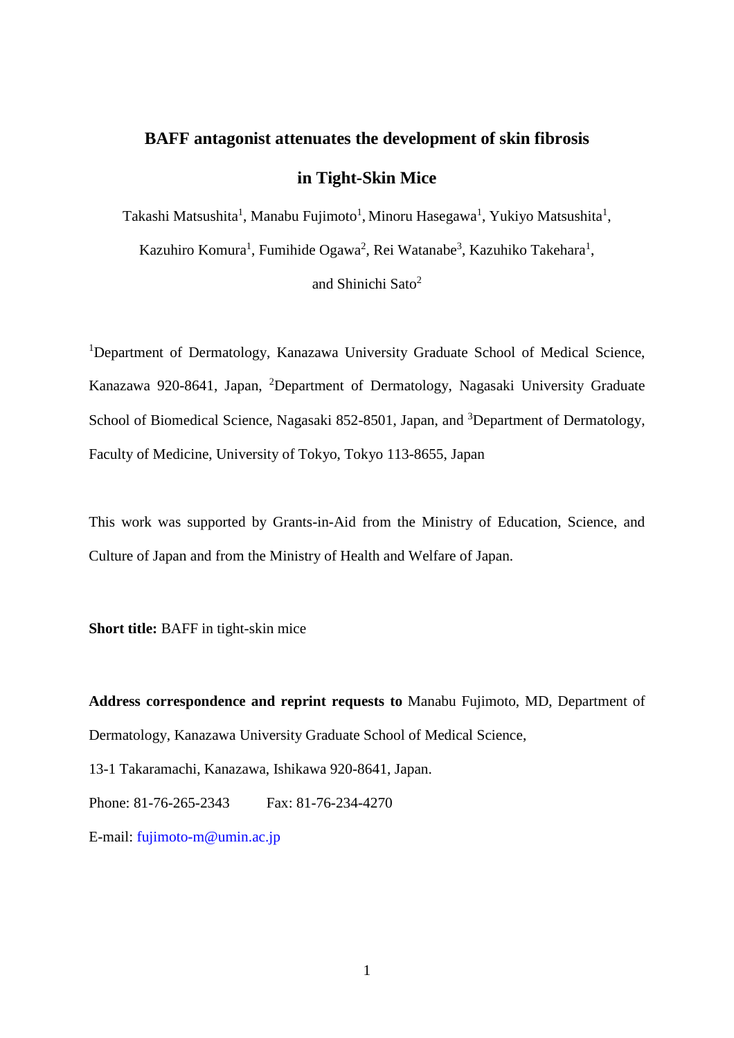# BAFF antagonist attenuates the development of skin fibrosis in Tight-Skin Mice

Takashi Matsushita[1], Manabu Fujimoto[1], Minoru Hasegawa[1], Yukiyo Matsushita[1], Kazuhiro Komura[1], Fumihide Ogawa[2], Rei Watanabe[3], Kazuhiko Takehara[1], and Shinichi Sato[2]

[1]Department of Dermatology, Kanazawa University Graduate School of Medical Science, Kanazawa 920-8641, Japan, [2]Department of Dermatology, Nagasaki University Graduate School of Biomedical Science, Nagasaki 852-8501, Japan, and [3]Department of Dermatology, Faculty of Medicine, University of Tokyo, Tokyo 113-8655, Japan

This work was supported by Grants-in-Aid from the Ministry of Education, Science, and Culture of Japan and from the Ministry of Health and Welfare of Japan.

**Short title:** BAFF in tight-skin mice

**Address correspondence and reprint requests to** Manabu Fujimoto, MD, Department of Dermatology, Kanazawa University Graduate School of Medical Science,

13-1 Takaramachi, Kanazawa, Ishikawa 920-8641, Japan.

Phone: 81-76-265-2343 Fax: 81-76-234-4270

E-mail: fujimoto-m@umin.ac.jp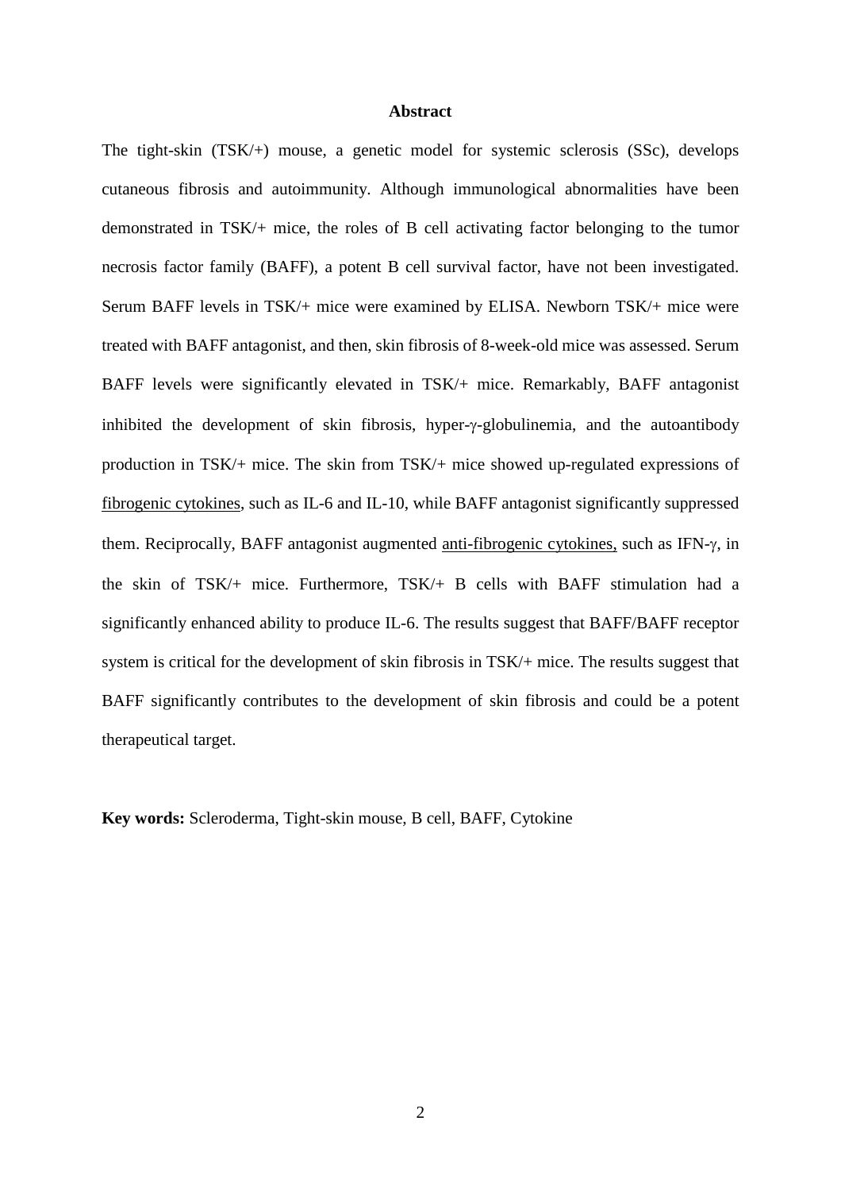## Abstract

The tight-skin (TSK/+) mouse, a genetic model for systemic sclerosis (SSc), develops cutaneous fibrosis and autoimmunity. Although immunological abnormalities have been demonstrated in TSK/+ mice, the roles of B cell activating factor belonging to the tumor necrosis factor family (BAFF), a potent B cell survival factor, have not been investigated. Serum BAFF levels in TSK/+ mice were examined by ELISA. Newborn TSK/+ mice were treated with BAFF antagonist, and then, skin fibrosis of 8-week-old mice was assessed. Serum BAFF levels were significantly elevated in TSK/+ mice. Remarkably, BAFF antagonist inhibited the development of skin fibrosis, hyper-γ-globulinemia, and the autoantibody production in TSK/+ mice. The skin from TSK/+ mice showed up-regulated expressions of fibrogenic cytokines, such as IL-6 and IL-10, while BAFF antagonist significantly suppressed them. Reciprocally, BAFF antagonist augmented anti-fibrogenic cytokines, such as IFN-γ, in the skin of TSK/+ mice. Furthermore, TSK/+ B cells with BAFF stimulation had a significantly enhanced ability to produce IL-6. The results suggest that BAFF/BAFF receptor system is critical for the development of skin fibrosis in TSK/+ mice. The results suggest that BAFF significantly contributes to the development of skin fibrosis and could be a potent therapeutical target.

**Key words:** Scleroderma, Tight-skin mouse, B cell, BAFF, Cytokine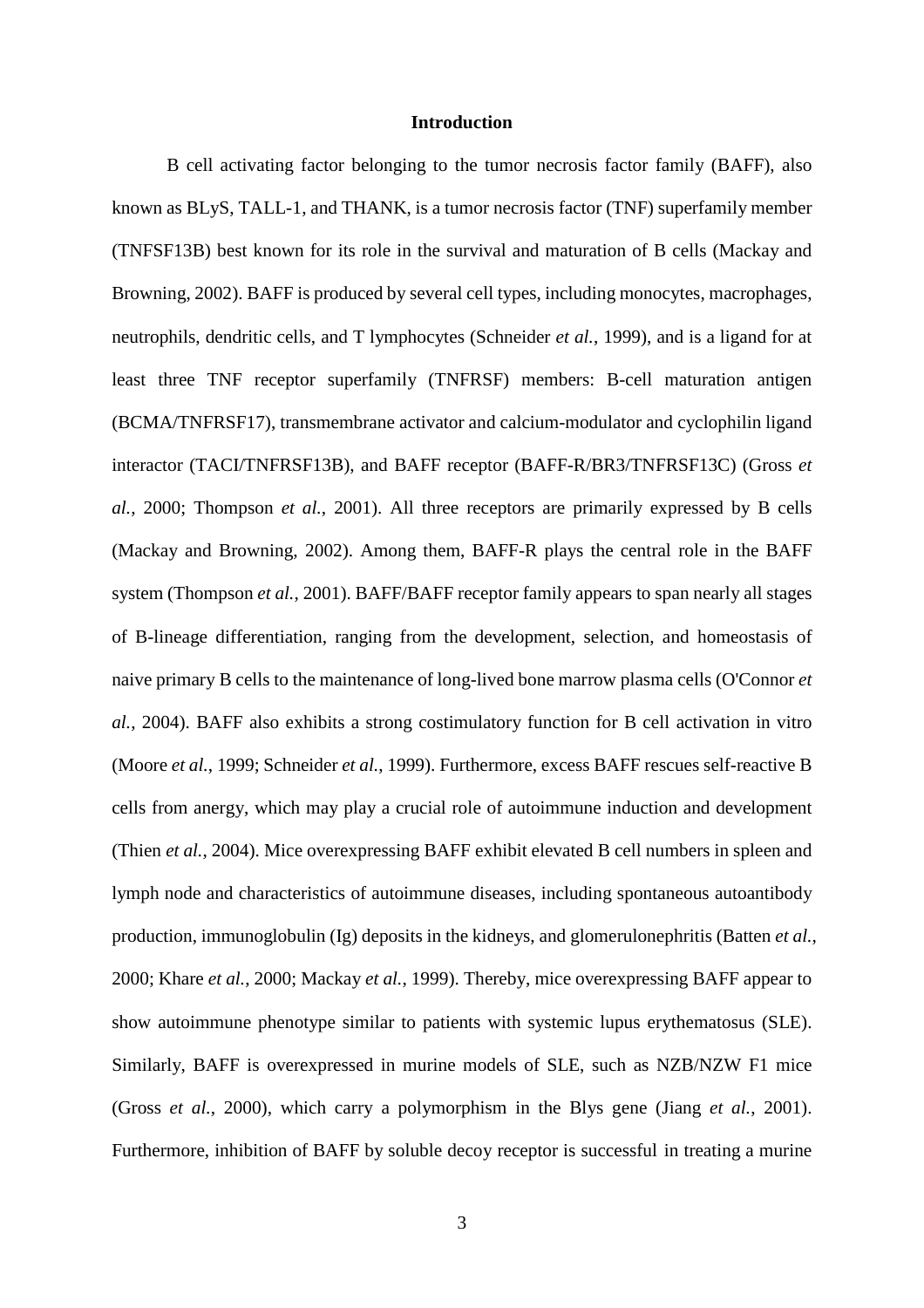## Introduction

B cell activating factor belonging to the tumor necrosis factor family (BAFF), also known as BLyS, TALL-1, and THANK, is a tumor necrosis factor (TNF) superfamily member (TNFSF13B) best known for its role in the survival and maturation of B cells (Mackay and Browning, 2002). BAFF is produced by several cell types, including monocytes, macrophages, neutrophils, dendritic cells, and T lymphocytes (Schneider *et al.*, 1999), and is a ligand for at least three TNF receptor superfamily (TNFRSF) members: B-cell maturation antigen (BCMA/TNFRSF17), transmembrane activator and calcium-modulator and cyclophilin ligand interactor (TACI/TNFRSF13B), and BAFF receptor (BAFF-R/BR3/TNFRSF13C) (Gross *et al.*, 2000; Thompson *et al.*, 2001). All three receptors are primarily expressed by B cells (Mackay and Browning, 2002). Among them, BAFF-R plays the central role in the BAFF system (Thompson *et al.*, 2001). BAFF/BAFF receptor family appears to span nearly all stages of B-lineage differentiation, ranging from the development, selection, and homeostasis of naive primary B cells to the maintenance of long-lived bone marrow plasma cells (O'Connor *et al.*, 2004). BAFF also exhibits a strong costimulatory function for B cell activation in vitro (Moore *et al.*, 1999; Schneider *et al.*, 1999). Furthermore, excess BAFF rescues self-reactive B cells from anergy, which may play a crucial role of autoimmune induction and development (Thien *et al.*, 2004). Mice overexpressing BAFF exhibit elevated B cell numbers in spleen and lymph node and characteristics of autoimmune diseases, including spontaneous autoantibody production, immunoglobulin (Ig) deposits in the kidneys, and glomerulonephritis (Batten *et al.*, 2000; Khare *et al.*, 2000; Mackay *et al.*, 1999). Thereby, mice overexpressing BAFF appear to show autoimmune phenotype similar to patients with systemic lupus erythematosus (SLE). Similarly, BAFF is overexpressed in murine models of SLE, such as NZB/NZW F1 mice (Gross *et al.*, 2000), which carry a polymorphism in the Blys gene (Jiang *et al.*, 2001). Furthermore, inhibition of BAFF by soluble decoy receptor is successful in treating a murine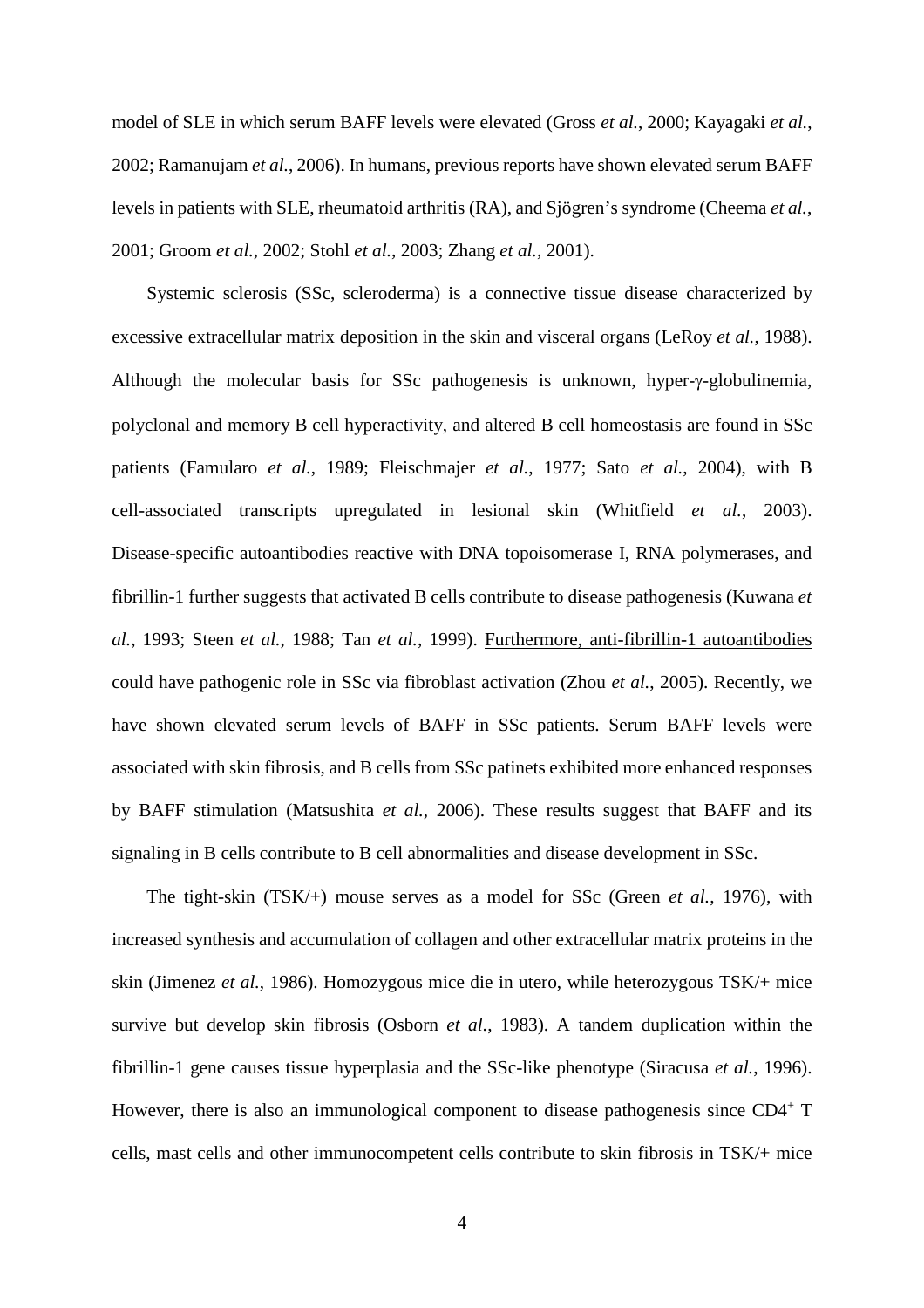model of SLE in which serum BAFF levels were elevated (Gross *et al.*, 2000; Kayagaki *et al.*, 2002; Ramanujam *et al.*, 2006). In humans, previous reports have shown elevated serum BAFF levels in patients with SLE, rheumatoid arthritis (RA), and Sjögren's syndrome (Cheema *et al.*, 2001; Groom *et al.*, 2002; Stohl *et al.*, 2003; Zhang *et al.*, 2001).

Systemic sclerosis (SSc, scleroderma) is a connective tissue disease characterized by excessive extracellular matrix deposition in the skin and visceral organs (LeRoy *et al.*, 1988). Although the molecular basis for SSc pathogenesis is unknown, hyper-γ-globulinemia, polyclonal and memory B cell hyperactivity, and altered B cell homeostasis are found in SSc patients (Famularo *et al.*, 1989; Fleischmajer *et al.*, 1977; Sato *et al.*, 2004), with B cell-associated transcripts upregulated in lesional skin (Whitfield *et al.*, 2003). Disease-specific autoantibodies reactive with DNA topoisomerase I, RNA polymerases, and fibrillin-1 further suggests that activated B cells contribute to disease pathogenesis (Kuwana *et al.*, 1993; Steen *et al.*, 1988; Tan *et al.*, 1999). Furthermore, anti-fibrillin-1 autoantibodies could have pathogenic role in SSc via fibroblast activation (Zhou *et al.*, 2005). Recently, we have shown elevated serum levels of BAFF in SSc patients. Serum BAFF levels were associated with skin fibrosis, and B cells from SSc patinets exhibited more enhanced responses by BAFF stimulation (Matsushita *et al.*, 2006). These results suggest that BAFF and its signaling in B cells contribute to B cell abnormalities and disease development in SSc.

The tight-skin (TSK/+) mouse serves as a model for SSc (Green *et al.*, 1976), with increased synthesis and accumulation of collagen and other extracellular matrix proteins in the skin (Jimenez *et al.*, 1986). Homozygous mice die in utero, while heterozygous TSK/+ mice survive but develop skin fibrosis (Osborn *et al.*, 1983). A tandem duplication within the fibrillin-1 gene causes tissue hyperplasia and the SSc-like phenotype (Siracusa *et al.*, 1996). However, there is also an immunological component to disease pathogenesis since $CD4^+$ T cells, mast cells and other immunocompetent cells contribute to skin fibrosis in TSK/+ mice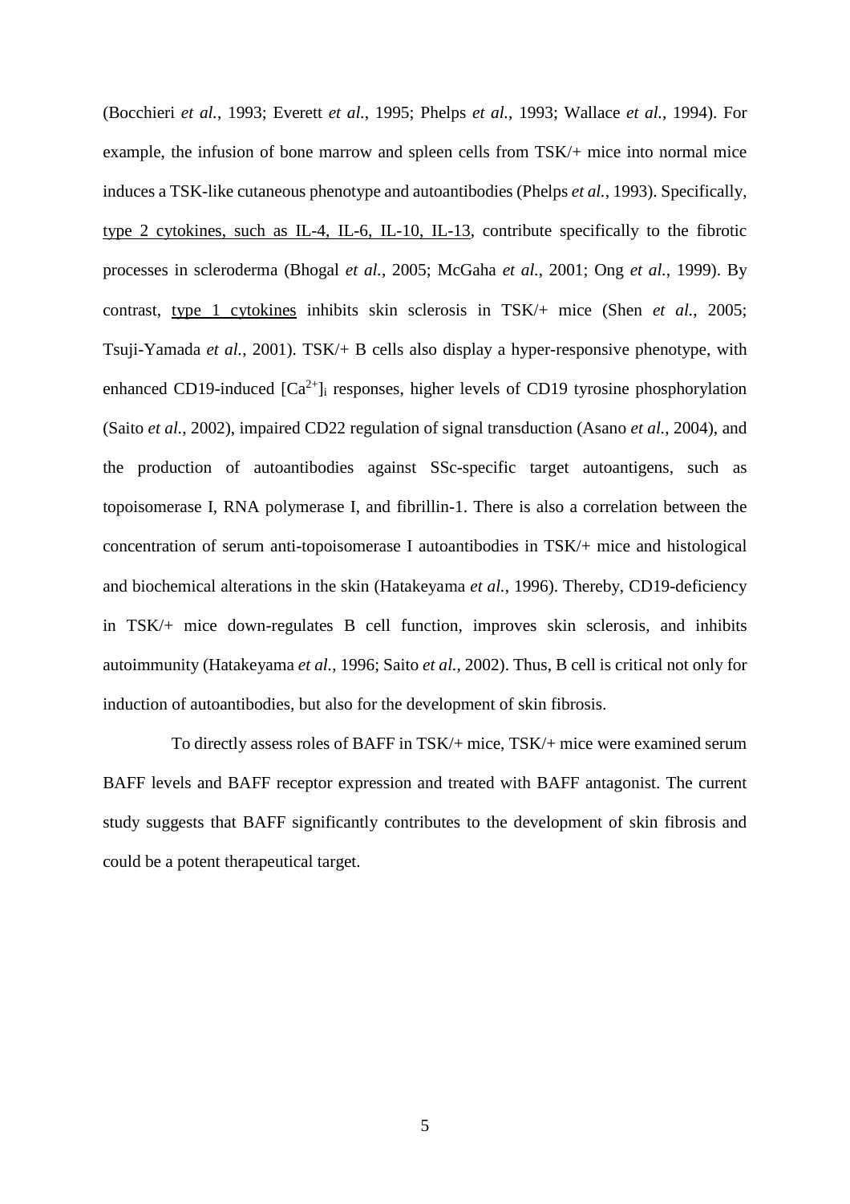(Bocchieri *et al.*, 1993; Everett *et al.*, 1995; Phelps *et al.*, 1993; Wallace *et al.*, 1994). For example, the infusion of bone marrow and spleen cells from TSK/+ mice into normal mice induces a TSK-like cutaneous phenotype and autoantibodies (Phelps *et al.*, 1993). Specifically, type 2 cytokines, such as IL-4, IL-6, IL-10, IL-13, contribute specifically to the fibrotic processes in scleroderma (Bhogal *et al.*, 2005; McGaha *et al.*, 2001; Ong *et al.*, 1999). By contrast, type 1 cytokines inhibits skin sclerosis in TSK/+ mice (Shen *et al.*, 2005; Tsuji-Yamada *et al.*, 2001). TSK/+ B cells also display a hyper-responsive phenotype, with enhanced CD19-induced $[Ca^{2+}]_i$ responses, higher levels of CD19 tyrosine phosphorylation (Saito *et al.*, 2002), impaired CD22 regulation of signal transduction (Asano *et al.*, 2004), and the production of autoantibodies against SSc-specific target autoantigens, such as topoisomerase I, RNA polymerase I, and fibrillin-1. There is also a correlation between the concentration of serum anti-topoisomerase I autoantibodies in TSK/+ mice and histological and biochemical alterations in the skin (Hatakeyama *et al.*, 1996). Thereby, CD19-deficiency in TSK/+ mice down-regulates B cell function, improves skin sclerosis, and inhibits autoimmunity (Hatakeyama *et al.*, 1996; Saito *et al.*, 2002). Thus, B cell is critical not only for induction of autoantibodies, but also for the development of skin fibrosis.

To directly assess roles of BAFF in TSK/+ mice, TSK/+ mice were examined serum BAFF levels and BAFF receptor expression and treated with BAFF antagonist. The current study suggests that BAFF significantly contributes to the development of skin fibrosis and could be a potent therapeutical target.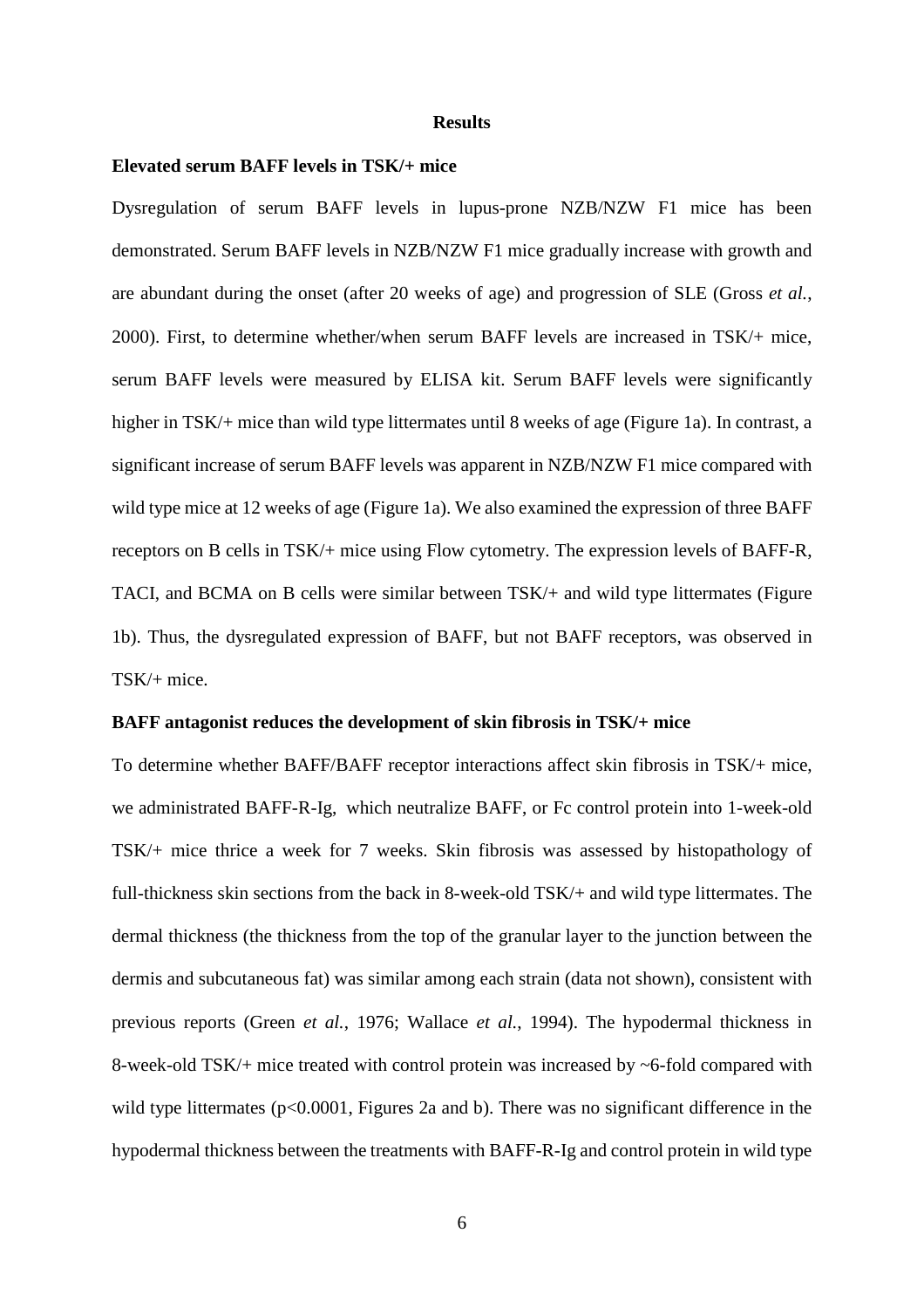## Results

### Elevated serum BAFF levels in TSK/+ mice

Dysregulation of serum BAFF levels in lupus-prone NZB/NZW F1 mice has been demonstrated. Serum BAFF levels in NZB/NZW F1 mice gradually increase with growth and are abundant during the onset (after 20 weeks of age) and progression of SLE (Gross *et al.*, 2000). First, to determine whether/when serum BAFF levels are increased in TSK/+ mice, serum BAFF levels were measured by ELISA kit. Serum BAFF levels were significantly higher in TSK/+ mice than wild type littermates until 8 weeks of age (Figure 1a). In contrast, a significant increase of serum BAFF levels was apparent in NZB/NZW F1 mice compared with wild type mice at 12 weeks of age (Figure 1a). We also examined the expression of three BAFF receptors on B cells in TSK/+ mice using Flow cytometry. The expression levels of BAFF-R, TACI, and BCMA on B cells were similar between TSK/+ and wild type littermates (Figure 1b). Thus, the dysregulated expression of BAFF, but not BAFF receptors, was observed in TSK/+ mice.

### BAFF antagonist reduces the development of skin fibrosis in TSK/+ mice

To determine whether BAFF/BAFF receptor interactions affect skin fibrosis in TSK/+ mice, we administrated BAFF-R-Ig, which neutralize BAFF, or Fc control protein into 1-week-old TSK/+ mice thrice a week for 7 weeks. Skin fibrosis was assessed by histopathology of full-thickness skin sections from the back in 8-week-old TSK/+ and wild type littermates. The dermal thickness (the thickness from the top of the granular layer to the junction between the dermis and subcutaneous fat) was similar among each strain (data not shown), consistent with previous reports (Green *et al.*, 1976; Wallace *et al.*, 1994). The hypodermal thickness in 8-week-old TSK/+ mice treated with control protein was increased by ~6-fold compared with wild type littermates ($p<0.0001$, Figures 2a and b). There was no significant difference in the hypodermal thickness between the treatments with BAFF-R-Ig and control protein in wild type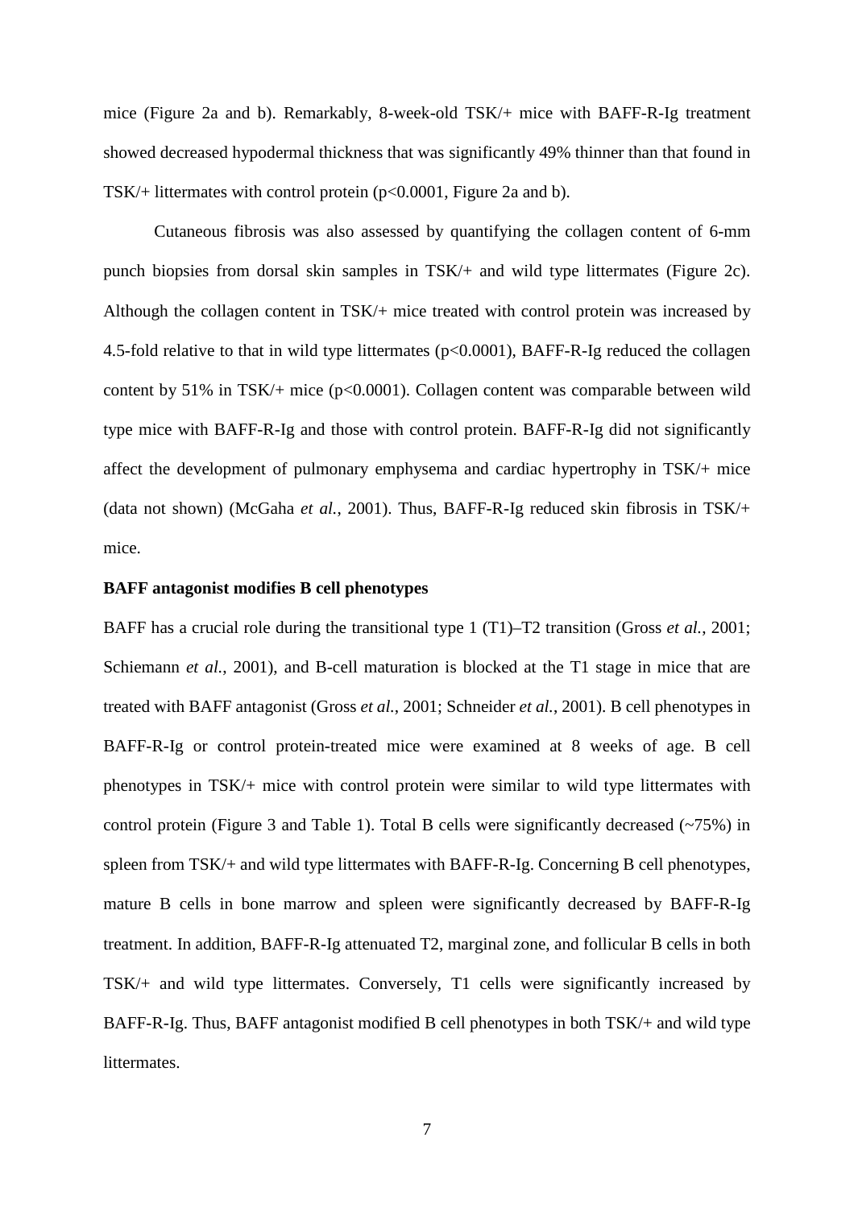mice (Figure 2a and b). Remarkably, 8-week-old TSK/+ mice with BAFF-R-Ig treatment showed decreased hypodermal thickness that was significantly 49% thinner than that found in TSK/+ littermates with control protein ($p<0.0001$, Figure 2a and b).

Cutaneous fibrosis was also assessed by quantifying the collagen content of 6-mm punch biopsies from dorsal skin samples in TSK/+ and wild type littermates (Figure 2c). Although the collagen content in TSK/+ mice treated with control protein was increased by 4.5-fold relative to that in wild type littermates ($p<0.0001$), BAFF-R-Ig reduced the collagen content by 51% in TSK/+ mice ($p<0.0001$). Collagen content was comparable between wild type mice with BAFF-R-Ig and those with control protein. BAFF-R-Ig did not significantly affect the development of pulmonary emphysema and cardiac hypertrophy in TSK/+ mice (data not shown) (McGaha *et al.*, 2001). Thus, BAFF-R-Ig reduced skin fibrosis in TSK/+ mice.

**BAFF antagonist modifies B cell phenotypes**

BAFF has a crucial role during the transitional type 1 (T1)–T2 transition (Gross *et al.*, 2001; Schiemann *et al.*, 2001), and B-cell maturation is blocked at the T1 stage in mice that are treated with BAFF antagonist (Gross *et al.*, 2001; Schneider *et al.*, 2001). B cell phenotypes in BAFF-R-Ig or control protein-treated mice were examined at 8 weeks of age. B cell phenotypes in TSK/+ mice with control protein were similar to wild type littermates with control protein (Figure 3 and Table 1). Total B cells were significantly decreased (~75%) in spleen from TSK/+ and wild type littermates with BAFF-R-Ig. Concerning B cell phenotypes, mature B cells in bone marrow and spleen were significantly decreased by BAFF-R-Ig treatment. In addition, BAFF-R-Ig attenuated T2, marginal zone, and follicular B cells in both TSK/+ and wild type littermates. Conversely, T1 cells were significantly increased by BAFF-R-Ig. Thus, BAFF antagonist modified B cell phenotypes in both TSK/+ and wild type littermates.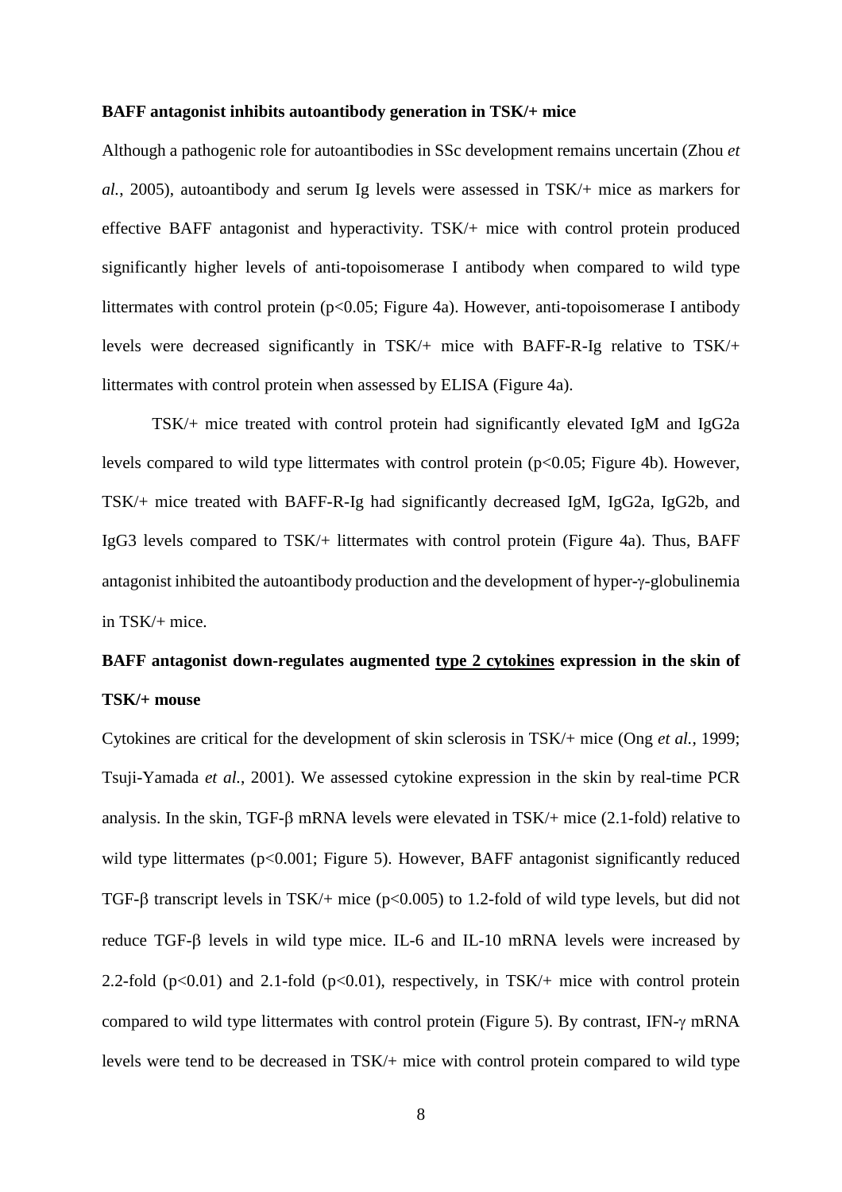**BAFF antagonist inhibits autoantibody generation in TSK/+ mice**

Although a pathogenic role for autoantibodies in SSc development remains uncertain (Zhou *et al.*, 2005), autoantibody and serum Ig levels were assessed in TSK/+ mice as markers for effective BAFF antagonist and hyperactivity. TSK/+ mice with control protein produced significantly higher levels of anti-topoisomerase I antibody when compared to wild type littermates with control protein ($p<0.05$; Figure 4a). However, anti-topoisomerase I antibody levels were decreased significantly in TSK/+ mice with BAFF-R-Ig relative to TSK/+ littermates with control protein when assessed by ELISA (Figure 4a).

TSK/+ mice treated with control protein had significantly elevated IgM and IgG2a levels compared to wild type littermates with control protein ($p<0.05$; Figure 4b). However, TSK/+ mice treated with BAFF-R-Ig had significantly decreased IgM, IgG2a, IgG2b, and IgG3 levels compared to TSK/+ littermates with control protein (Figure 4a). Thus, BAFF antagonist inhibited the autoantibody production and the development of hyper-γ-globulinemia in TSK/+ mice.

**BAFF antagonist down-regulates augmented <u>type 2 cytokines</u> expression in the skin of TSK/+ mouse**

Cytokines are critical for the development of skin sclerosis in TSK/+ mice (Ong *et al.*, 1999; Tsuji-Yamada *et al.*, 2001). We assessed cytokine expression in the skin by real-time PCR analysis. In the skin, TGF-β mRNA levels were elevated in TSK/+ mice (2.1-fold) relative to wild type littermates ($p<0.001$; Figure 5). However, BAFF antagonist significantly reduced TGF-β transcript levels in TSK/+ mice ($p<0.005$) to 1.2-fold of wild type levels, but did not reduce TGF-β levels in wild type mice. IL-6 and IL-10 mRNA levels were increased by 2.2-fold ($p<0.01$) and 2.1-fold ($p<0.01$), respectively, in TSK/+ mice with control protein compared to wild type littermates with control protein (Figure 5). By contrast, IFN-γ mRNA levels were tend to be decreased in TSK/+ mice with control protein compared to wild type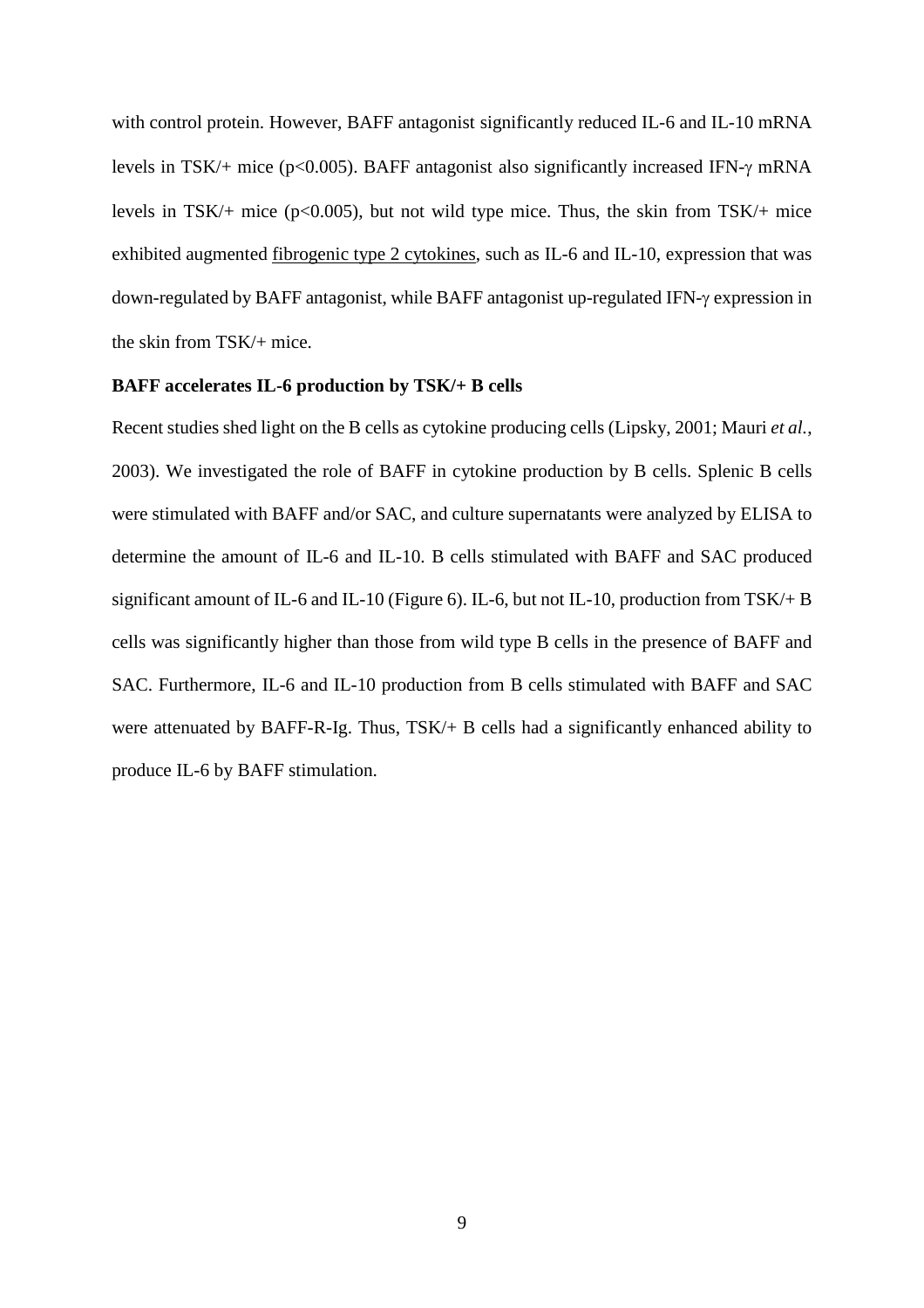with control protein. However, BAFF antagonist significantly reduced IL-6 and IL-10 mRNA levels in TSK/+ mice ($p<0.005$). BAFF antagonist also significantly increased IFN-γ mRNA levels in TSK/+ mice ($p<0.005$), but not wild type mice. Thus, the skin from TSK/+ mice exhibited augmented fibrogenic type 2 cytokines, such as IL-6 and IL-10, expression that was down-regulated by BAFF antagonist, while BAFF antagonist up-regulated IFN-γ expression in the skin from TSK/+ mice.

**BAFF accelerates IL-6 production by TSK/+ B cells**

Recent studies shed light on the B cells as cytokine producing cells (Lipsky, 2001; Mauri *et al.*, 2003). We investigated the role of BAFF in cytokine production by B cells. Splenic B cells were stimulated with BAFF and/or SAC, and culture supernatants were analyzed by ELISA to determine the amount of IL-6 and IL-10. B cells stimulated with BAFF and SAC produced significant amount of IL-6 and IL-10 (Figure 6). IL-6, but not IL-10, production from TSK/+ B cells was significantly higher than those from wild type B cells in the presence of BAFF and SAC. Furthermore, IL-6 and IL-10 production from B cells stimulated with BAFF and SAC were attenuated by BAFF-R-Ig. Thus, TSK/+ B cells had a significantly enhanced ability to produce IL-6 by BAFF stimulation.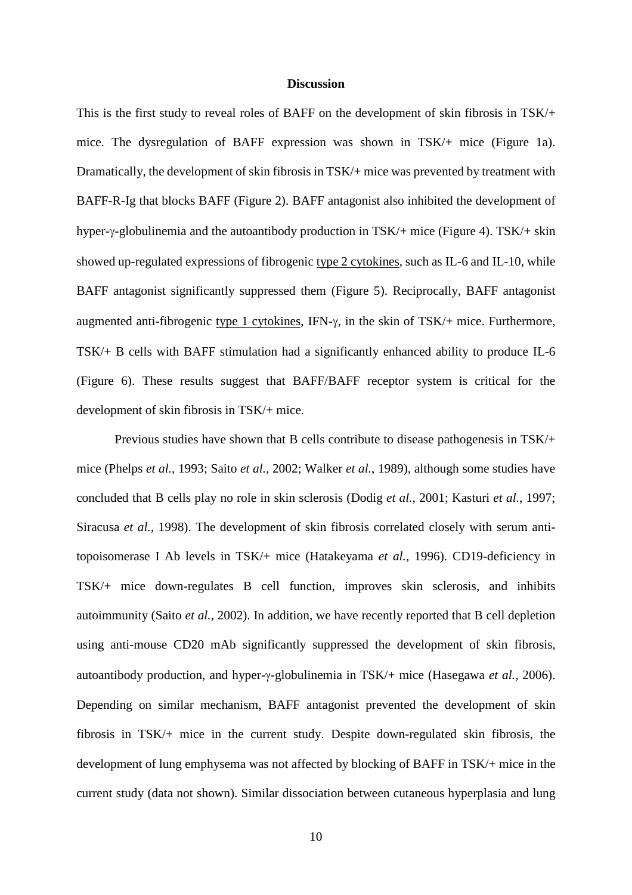**Discussion**

This is the first study to reveal roles of BAFF on the development of skin fibrosis in TSK/+ mice. The dysregulation of BAFF expression was shown in TSK/+ mice (Figure 1a). Dramatically, the development of skin fibrosis in TSK/+ mice was prevented by treatment with BAFF-R-Ig that blocks BAFF (Figure 2). BAFF antagonist also inhibited the development of hyper-γ-globulinemia and the autoantibody production in TSK/+ mice (Figure 4). TSK/+ skin showed up-regulated expressions of fibrogenic type 2 cytokines, such as IL-6 and IL-10, while BAFF antagonist significantly suppressed them (Figure 5). Reciprocally, BAFF antagonist augmented anti-fibrogenic type 1 cytokines, IFN-γ, in the skin of TSK/+ mice. Furthermore, TSK/+ B cells with BAFF stimulation had a significantly enhanced ability to produce IL-6 (Figure 6). These results suggest that BAFF/BAFF receptor system is critical for the development of skin fibrosis in TSK/+ mice.

Previous studies have shown that B cells contribute to disease pathogenesis in TSK/+ mice (Phelps *et al.*, 1993; Saito *et al.*, 2002; Walker *et al.*, 1989), although some studies have concluded that B cells play no role in skin sclerosis (Dodig *et al.*, 2001; Kasturi *et al.*, 1997; Siracusa *et al.*, 1998). The development of skin fibrosis correlated closely with serum anti-topoisomerase I Ab levels in TSK/+ mice (Hatakeyama *et al.*, 1996). CD19-deficiency in TSK/+ mice down-regulates B cell function, improves skin sclerosis, and inhibits autoimmunity (Saito *et al.*, 2002). In addition, we have recently reported that B cell depletion using anti-mouse CD20 mAb significantly suppressed the development of skin fibrosis, autoantibody production, and hyper-γ-globulinemia in TSK/+ mice (Hasegawa *et al.*, 2006). Depending on similar mechanism, BAFF antagonist prevented the development of skin fibrosis in TSK/+ mice in the current study. Despite down-regulated skin fibrosis, the development of lung emphysema was not affected by blocking of BAFF in TSK/+ mice in the current study (data not shown). Similar dissociation between cutaneous hyperplasia and lung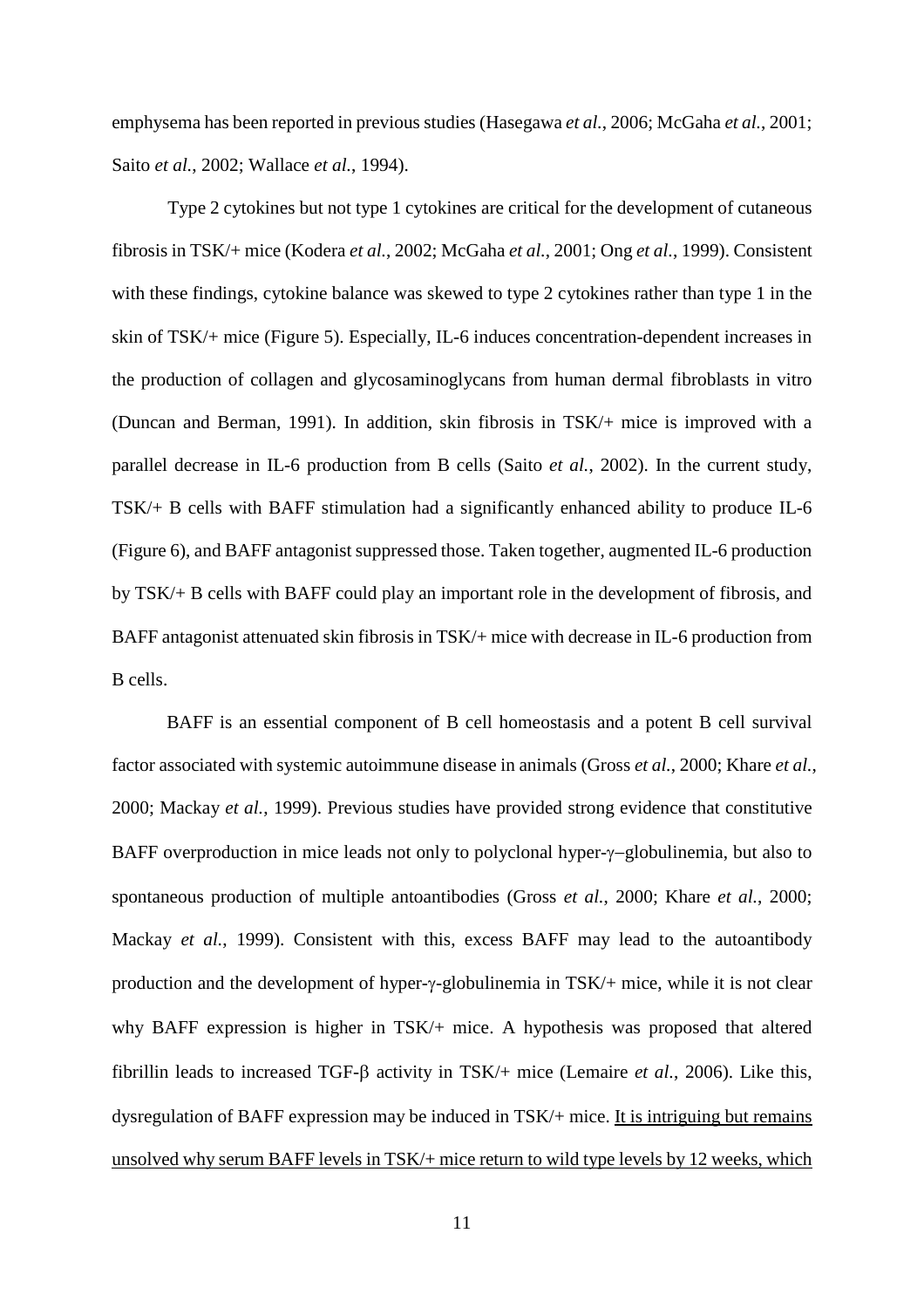emphysema has been reported in previous studies (Hasegawa *et al.*, 2006; McGaha *et al.*, 2001; Saito *et al.*, 2002; Wallace *et al.*, 1994).

Type 2 cytokines but not type 1 cytokines are critical for the development of cutaneous fibrosis in TSK/+ mice (Kodera *et al.*, 2002; McGaha *et al.*, 2001; Ong *et al.*, 1999). Consistent with these findings, cytokine balance was skewed to type 2 cytokines rather than type 1 in the skin of TSK/+ mice (Figure 5). Especially, IL-6 induces concentration-dependent increases in the production of collagen and glycosaminoglycans from human dermal fibroblasts in vitro (Duncan and Berman, 1991). In addition, skin fibrosis in TSK/+ mice is improved with a parallel decrease in IL-6 production from B cells (Saito *et al.*, 2002). In the current study, TSK/+ B cells with BAFF stimulation had a significantly enhanced ability to produce IL-6 (Figure 6), and BAFF antagonist suppressed those. Taken together, augmented IL-6 production by TSK/+ B cells with BAFF could play an important role in the development of fibrosis, and BAFF antagonist attenuated skin fibrosis in TSK/+ mice with decrease in IL-6 production from B cells.

BAFF is an essential component of B cell homeostasis and a potent B cell survival factor associated with systemic autoimmune disease in animals (Gross *et al.*, 2000; Khare *et al.*, 2000; Mackay *et al.*, 1999). Previous studies have provided strong evidence that constitutive BAFF overproduction in mice leads not only to polyclonal hyper-γ–globulinemia, but also to spontaneous production of multiple antoantibodies (Gross *et al.*, 2000; Khare *et al.*, 2000; Mackay *et al.*, 1999). Consistent with this, excess BAFF may lead to the autoantibody production and the development of hyper-γ-globulinemia in TSK/+ mice, while it is not clear why BAFF expression is higher in TSK/+ mice. A hypothesis was proposed that altered fibrillin leads to increased TGF-β activity in TSK/+ mice (Lemaire *et al.*, 2006). Like this, dysregulation of BAFF expression may be induced in TSK/+ mice. <u>It is intriguing but remains unsolved why serum BAFF levels in TSK/+ mice return to wild type levels by 12 weeks, which</u>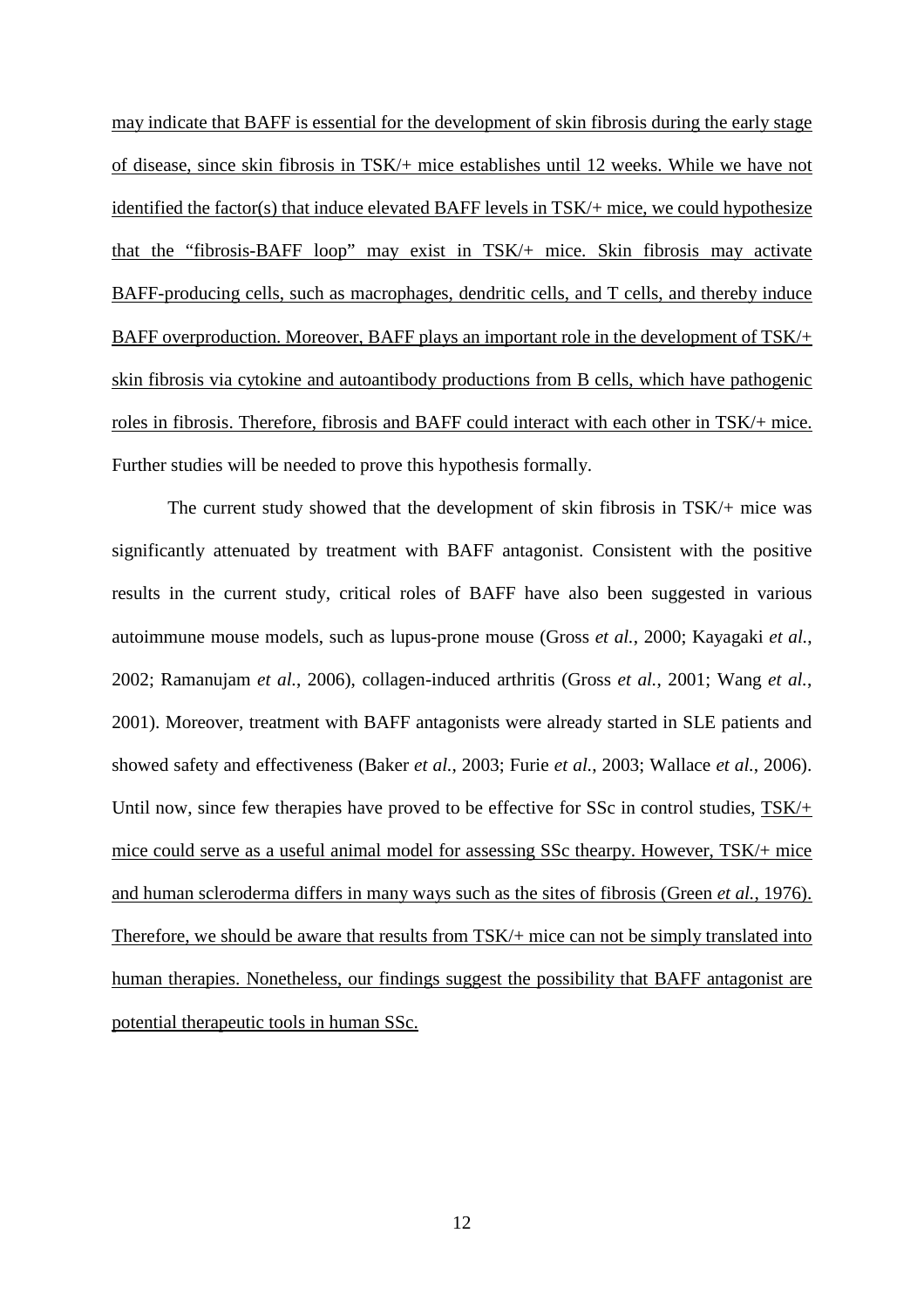may indicate that BAFF is essential for the development of skin fibrosis during the early stage of disease, since skin fibrosis in TSK/+ mice establishes until 12 weeks. While we have not identified the factor(s) that induce elevated BAFF levels in TSK/+ mice, we could hypothesize that the "fibrosis-BAFF loop" may exist in TSK/+ mice. Skin fibrosis may activate BAFF-producing cells, such as macrophages, dendritic cells, and T cells, and thereby induce BAFF overproduction. Moreover, BAFF plays an important role in the development of TSK/+ skin fibrosis via cytokine and autoantibody productions from B cells, which have pathogenic roles in fibrosis. Therefore, fibrosis and BAFF could interact with each other in TSK/+ mice. Further studies will be needed to prove this hypothesis formally.

The current study showed that the development of skin fibrosis in TSK/+ mice was significantly attenuated by treatment with BAFF antagonist. Consistent with the positive results in the current study, critical roles of BAFF have also been suggested in various autoimmune mouse models, such as lupus-prone mouse (Gross *et al.*, 2000; Kayagaki *et al.*, 2002; Ramanujam *et al.*, 2006), collagen-induced arthritis (Gross *et al.*, 2001; Wang *et al.*, 2001). Moreover, treatment with BAFF antagonists were already started in SLE patients and showed safety and effectiveness (Baker *et al.*, 2003; Furie *et al.*, 2003; Wallace *et al.*, 2006). Until now, since few therapies have proved to be effective for SSc in control studies, TSK/+ mice could serve as a useful animal model for assessing SSc thearpy. However, TSK/+ mice and human scleroderma differs in many ways such as the sites of fibrosis (Green *et al.*, 1976). Therefore, we should be aware that results from TSK/+ mice can not be simply translated into human therapies. Nonetheless, our findings suggest the possibility that BAFF antagonist are potential therapeutic tools in human SSc.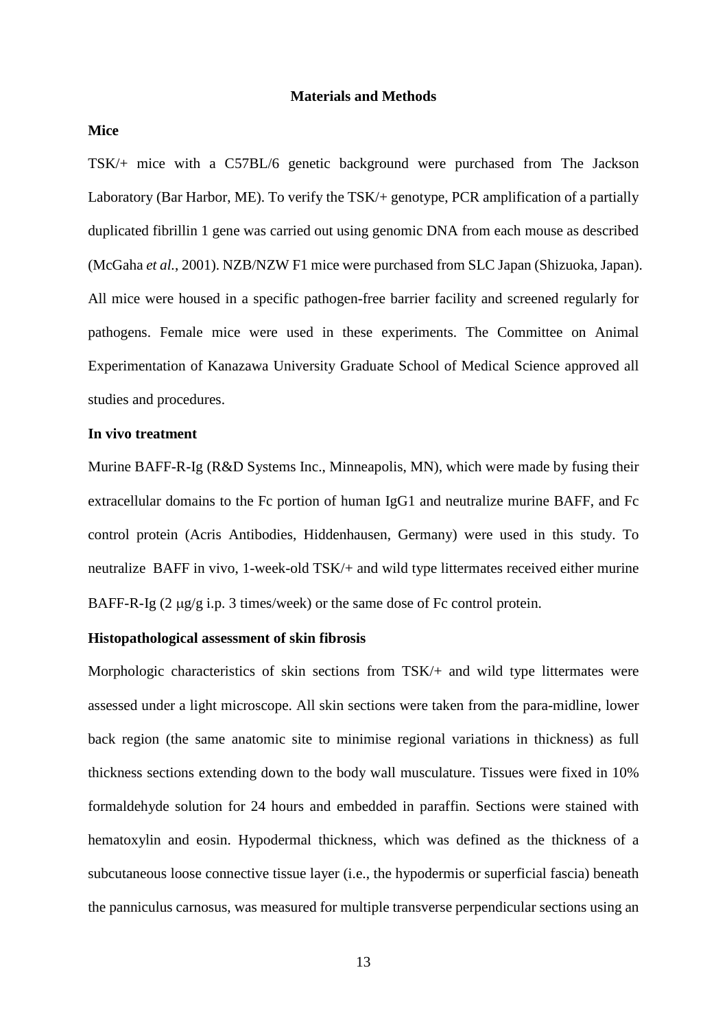## Materials and Methods

### Mice

TSK/+ mice with a C57BL/6 genetic background were purchased from The Jackson Laboratory (Bar Harbor, ME). To verify the TSK/+ genotype, PCR amplification of a partially duplicated fibrillin 1 gene was carried out using genomic DNA from each mouse as described (McGaha *et al.*, 2001). NZB/NZW F1 mice were purchased from SLC Japan (Shizuoka, Japan). All mice were housed in a specific pathogen-free barrier facility and screened regularly for pathogens. Female mice were used in these experiments. The Committee on Animal Experimentation of Kanazawa University Graduate School of Medical Science approved all studies and procedures.

### In vivo treatment

Murine BAFF-R-Ig (R&D Systems Inc., Minneapolis, MN), which were made by fusing their extracellular domains to the Fc portion of human IgG1 and neutralize murine BAFF, and Fc control protein (Acris Antibodies, Hiddenhausen, Germany) were used in this study. To neutralize BAFF in vivo, 1-week-old TSK/+ and wild type littermates received either murine BAFF-R-Ig (2 μg/g i.p. 3 times/week) or the same dose of Fc control protein.

### Histopathological assessment of skin fibrosis

Morphologic characteristics of skin sections from TSK/+ and wild type littermates were assessed under a light microscope. All skin sections were taken from the para-midline, lower back region (the same anatomic site to minimise regional variations in thickness) as full thickness sections extending down to the body wall musculature. Tissues were fixed in 10% formaldehyde solution for 24 hours and embedded in paraffin. Sections were stained with hematoxylin and eosin. Hypodermal thickness, which was defined as the thickness of a subcutaneous loose connective tissue layer (i.e., the hypodermis or superficial fascia) beneath the panniculus carnosus, was measured for multiple transverse perpendicular sections using an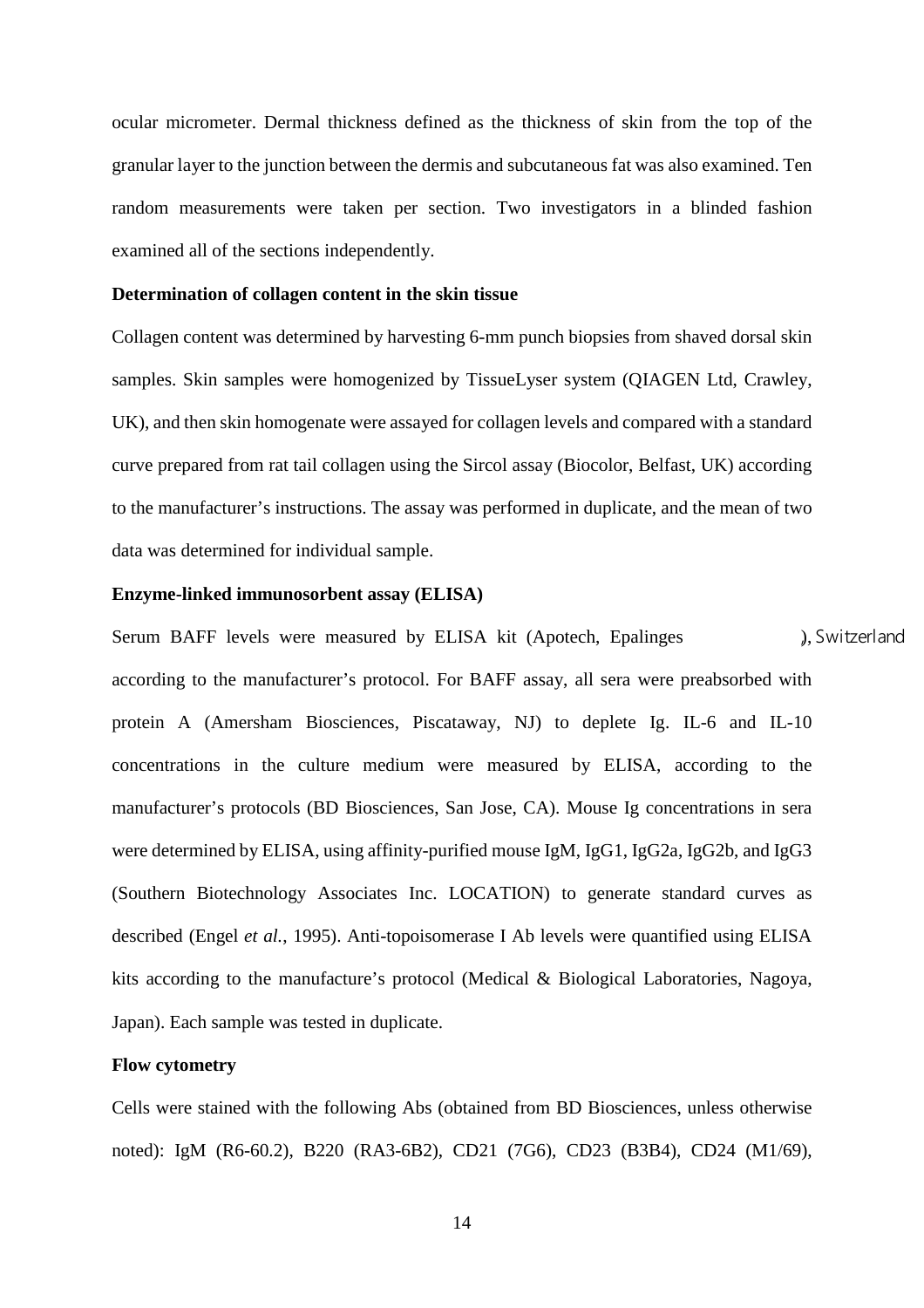ocular micrometer. Dermal thickness defined as the thickness of skin from the top of the granular layer to the junction between the dermis and subcutaneous fat was also examined. Ten random measurements were taken per section. Two investigators in a blinded fashion examined all of the sections independently.

**Determination of collagen content in the skin tissue**

Collagen content was determined by harvesting 6-mm punch biopsies from shaved dorsal skin samples. Skin samples were homogenized by TissueLyser system (QIAGEN Ltd, Crawley, UK), and then skin homogenate were assayed for collagen levels and compared with a standard curve prepared from rat tail collagen using the Sircol assay (Biocolor, Belfast, UK) according to the manufacturer's instructions. The assay was performed in duplicate, and the mean of two data was determined for individual sample.

**Enzyme-linked immunosorbent assay (ELISA)**

Serum BAFF levels were measured by ELISA kit (Apotech, Epalinges ), Switzerland according to the manufacturer's protocol. For BAFF assay, all sera were preabsorbed with protein A (Amersham Biosciences, Piscataway, NJ) to deplete Ig. IL-6 and IL-10 concentrations in the culture medium were measured by ELISA, according to the manufacturer's protocols (BD Biosciences, San Jose, CA). Mouse Ig concentrations in sera were determined by ELISA, using affinity-purified mouse IgM, IgG1, IgG2a, IgG2b, and IgG3 (Southern Biotechnology Associates Inc. LOCATION) to generate standard curves as described (Engel *et al.*, 1995). Anti-topoisomerase I Ab levels were quantified using ELISA kits according to the manufacture's protocol (Medical & Biological Laboratories, Nagoya, Japan). Each sample was tested in duplicate.

**Flow cytometry**

Cells were stained with the following Abs (obtained from BD Biosciences, unless otherwise noted): IgM (R6-60.2), B220 (RA3-6B2), CD21 (7G6), CD23 (B3B4), CD24 (M1/69),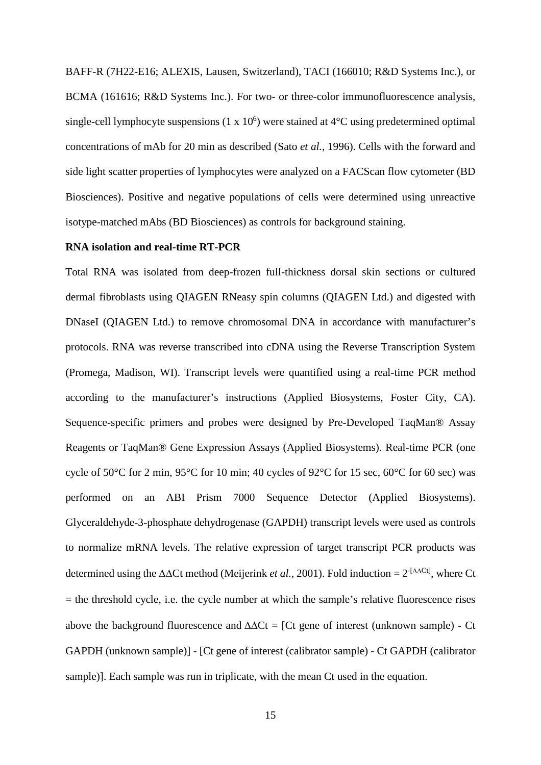BAFF-R (7H22-E16; ALEXIS, Lausen, Switzerland), TACI (166010; R&D Systems Inc.), or BCMA (161616; R&D Systems Inc.). For two- or three-color immunofluorescence analysis, single-cell lymphocyte suspensions ($1 \times 10^6$) were stained at 4°C using predetermined optimal concentrations of mAb for 20 min as described (Sato *et al.*, 1996). Cells with the forward and side light scatter properties of lymphocytes were analyzed on a FACScan flow cytometer (BD Biosciences). Positive and negative populations of cells were determined using unreactive isotype-matched mAbs (BD Biosciences) as controls for background staining.

**RNA isolation and real-time RT-PCR**

Total RNA was isolated from deep-frozen full-thickness dorsal skin sections or cultured dermal fibroblasts using QIAGEN RNeasy spin columns (QIAGEN Ltd.) and digested with DNaseI (QIAGEN Ltd.) to remove chromosomal DNA in accordance with manufacturer's protocols. RNA was reverse transcribed into cDNA using the Reverse Transcription System (Promega, Madison, WI). Transcript levels were quantified using a real-time PCR method according to the manufacturer's instructions (Applied Biosystems, Foster City, CA). Sequence-specific primers and probes were designed by Pre-Developed TaqMan® Assay Reagents or TaqMan® Gene Expression Assays (Applied Biosystems). Real-time PCR (one cycle of 50°C for 2 min, 95°C for 10 min; 40 cycles of 92°C for 15 sec, 60°C for 60 sec) was performed on an ABI Prism 7000 Sequence Detector (Applied Biosystems). Glyceraldehyde-3-phosphate dehydrogenase (GAPDH) transcript levels were used as controls to normalize mRNA levels. The relative expression of target transcript PCR products was determined using the ΔΔCt method (Meijerink *et al.*, 2001). Fold induction = $2^{-[\Delta\Delta Ct]}$, where Ct = the threshold cycle, i.e. the cycle number at which the sample's relative fluorescence rises above the background fluorescence and ΔΔCt = [Ct gene of interest (unknown sample) - Ct GAPDH (unknown sample)] - [Ct gene of interest (calibrator sample) - Ct GAPDH (calibrator sample)]. Each sample was run in triplicate, with the mean Ct used in the equation.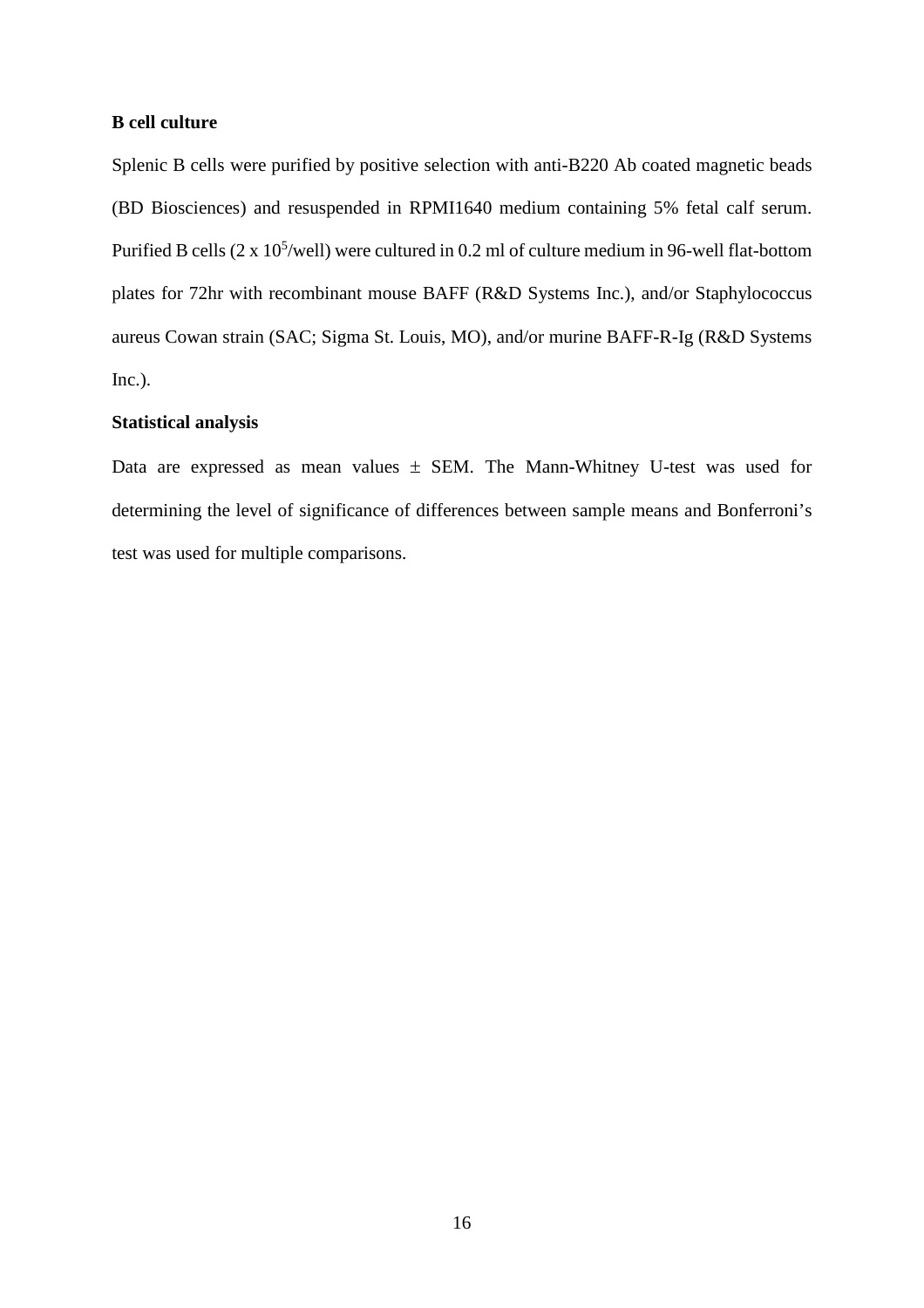**B cell culture**

Splenic B cells were purified by positive selection with anti-B220 Ab coated magnetic beads (BD Biosciences) and resuspended in RPMI1640 medium containing 5% fetal calf serum. Purified B cells ($2 \times 10^5$/well) were cultured in 0.2 ml of culture medium in 96-well flat-bottom plates for 72hr with recombinant mouse BAFF (R&D Systems Inc.), and/or Staphylococcus aureus Cowan strain (SAC; Sigma St. Louis, MO), and/or murine BAFF-R-Ig (R&D Systems Inc.).

**Statistical analysis**

Data are expressed as mean values $\pm$ SEM. The Mann-Whitney U-test was used for determining the level of significance of differences between sample means and Bonferroni's test was used for multiple comparisons.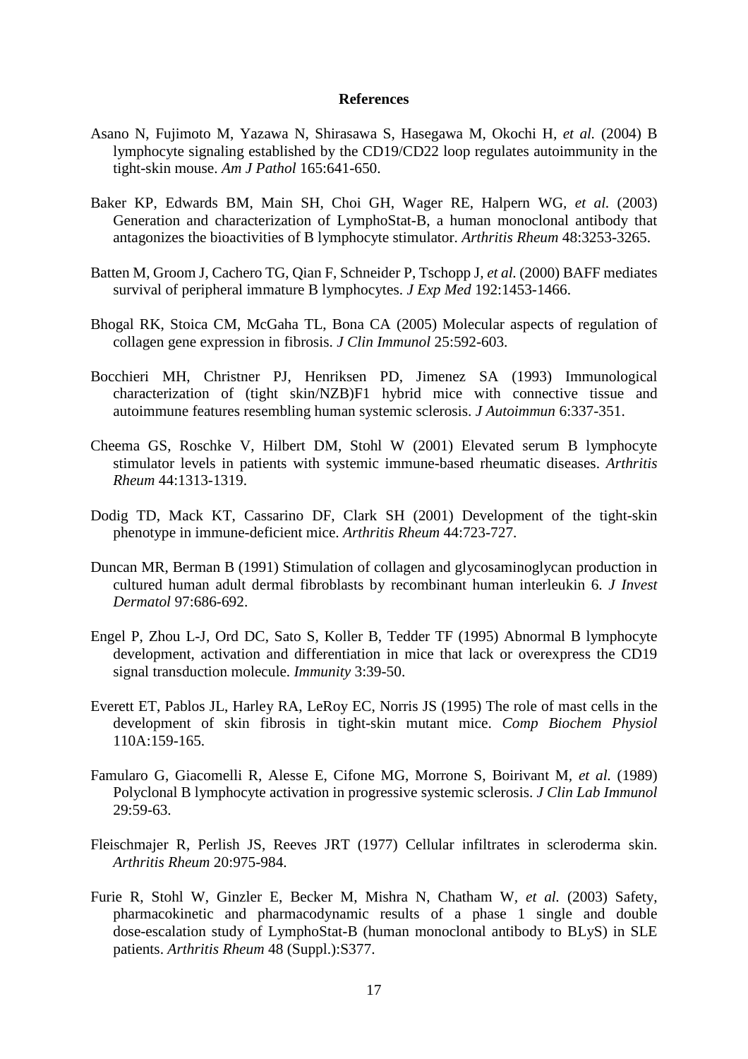## References

Asano N, Fujimoto M, Yazawa N, Shirasawa S, Hasegawa M, Okochi H, *et al.* (2004) B lymphocyte signaling established by the CD19/CD22 loop regulates autoimmunity in the tight-skin mouse. *Am J Pathol* 165:641-650.

Baker KP, Edwards BM, Main SH, Choi GH, Wager RE, Halpern WG, *et al.* (2003) Generation and characterization of LymphoStat-B, a human monoclonal antibody that antagonizes the bioactivities of B lymphocyte stimulator. *Arthritis Rheum* 48:3253-3265.

Batten M, Groom J, Cachero TG, Qian F, Schneider P, Tschopp J, *et al.* (2000) BAFF mediates survival of peripheral immature B lymphocytes. *J Exp Med* 192:1453-1466.

Bhogal RK, Stoica CM, McGaha TL, Bona CA (2005) Molecular aspects of regulation of collagen gene expression in fibrosis. *J Clin Immunol* 25:592-603.

Bocchieri MH, Christner PJ, Henriksen PD, Jimenez SA (1993) Immunological characterization of (tight skin/NZB)F1 hybrid mice with connective tissue and autoimmune features resembling human systemic sclerosis. *J Autoimmun* 6:337-351.

Cheema GS, Roschke V, Hilbert DM, Stohl W (2001) Elevated serum B lymphocyte stimulator levels in patients with systemic immune-based rheumatic diseases. *Arthritis Rheum* 44:1313-1319.

Dodig TD, Mack KT, Cassarino DF, Clark SH (2001) Development of the tight-skin phenotype in immune-deficient mice. *Arthritis Rheum* 44:723-727.

Duncan MR, Berman B (1991) Stimulation of collagen and glycosaminoglycan production in cultured human adult dermal fibroblasts by recombinant human interleukin 6. *J Invest Dermatol* 97:686-692.

Engel P, Zhou L-J, Ord DC, Sato S, Koller B, Tedder TF (1995) Abnormal B lymphocyte development, activation and differentiation in mice that lack or overexpress the CD19 signal transduction molecule. *Immunity* 3:39-50.

Everett ET, Pablos JL, Harley RA, LeRoy EC, Norris JS (1995) The role of mast cells in the development of skin fibrosis in tight-skin mutant mice. *Comp Biochem Physiol* 110A:159-165.

Famularo G, Giacomelli R, Alesse E, Cifone MG, Morrone S, Boirivant M, *et al.* (1989) Polyclonal B lymphocyte activation in progressive systemic sclerosis. *J Clin Lab Immunol* 29:59-63.

Fleischmajer R, Perlish JS, Reeves JRT (1977) Cellular infiltrates in scleroderma skin. *Arthritis Rheum* 20:975-984.

Furie R, Stohl W, Ginzler E, Becker M, Mishra N, Chatham W, *et al.* (2003) Safety, pharmacokinetic and pharmacodynamic results of a phase 1 single and double dose-escalation study of LymphoStat-B (human monoclonal antibody to BLyS) in SLE patients. *Arthritis Rheum* 48 (Suppl.):S377.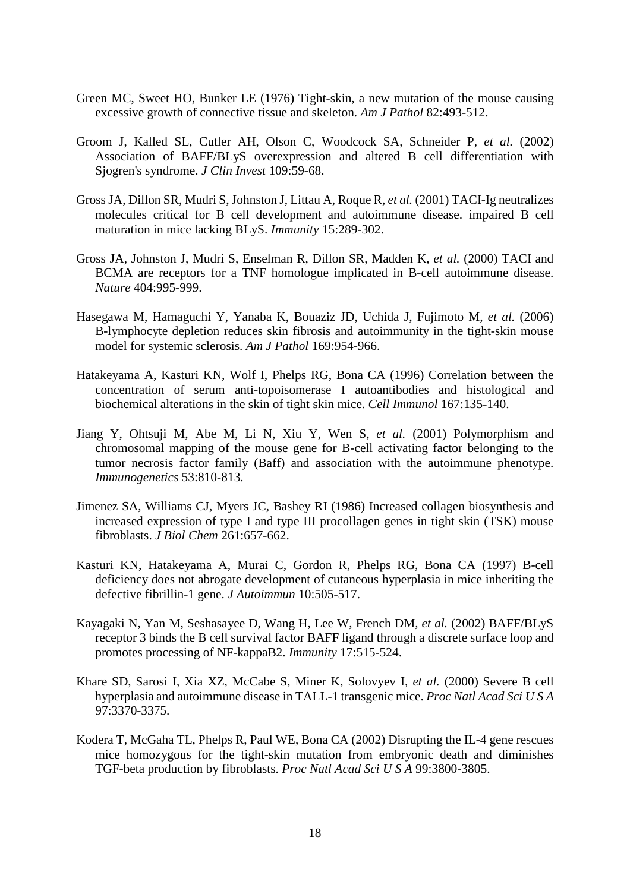Green MC, Sweet HO, Bunker LE (1976) Tight-skin, a new mutation of the mouse causing excessive growth of connective tissue and skeleton. *Am J Pathol* 82:493-512.

Groom J, Kalled SL, Cutler AH, Olson C, Woodcock SA, Schneider P, *et al.* (2002) Association of BAFF/BLyS overexpression and altered B cell differentiation with Sjogren's syndrome. *J Clin Invest* 109:59-68.

Gross JA, Dillon SR, Mudri S, Johnston J, Littau A, Roque R, *et al.* (2001) TACI-Ig neutralizes molecules critical for B cell development and autoimmune disease. impaired B cell maturation in mice lacking BLyS. *Immunity* 15:289-302.

Gross JA, Johnston J, Mudri S, Enselman R, Dillon SR, Madden K, *et al.* (2000) TACI and BCMA are receptors for a TNF homologue implicated in B-cell autoimmune disease. *Nature* 404:995-999.

Hasegawa M, Hamaguchi Y, Yanaba K, Bouaziz JD, Uchida J, Fujimoto M, *et al.* (2006) B-lymphocyte depletion reduces skin fibrosis and autoimmunity in the tight-skin mouse model for systemic sclerosis. *Am J Pathol* 169:954-966.

Hatakeyama A, Kasturi KN, Wolf I, Phelps RG, Bona CA (1996) Correlation between the concentration of serum anti-topoisomerase I autoantibodies and histological and biochemical alterations in the skin of tight skin mice. *Cell Immunol* 167:135-140.

Jiang Y, Ohtsuji M, Abe M, Li N, Xiu Y, Wen S, *et al.* (2001) Polymorphism and chromosomal mapping of the mouse gene for B-cell activating factor belonging to the tumor necrosis factor family (Baff) and association with the autoimmune phenotype. *Immunogenetics* 53:810-813.

Jimenez SA, Williams CJ, Myers JC, Bashey RI (1986) Increased collagen biosynthesis and increased expression of type I and type III procollagen genes in tight skin (TSK) mouse fibroblasts. *J Biol Chem* 261:657-662.

Kasturi KN, Hatakeyama A, Murai C, Gordon R, Phelps RG, Bona CA (1997) B-cell deficiency does not abrogate development of cutaneous hyperplasia in mice inheriting the defective fibrillin-1 gene. *J Autoimmun* 10:505-517.

Kayagaki N, Yan M, Seshasayee D, Wang H, Lee W, French DM, *et al.* (2002) BAFF/BLyS receptor 3 binds the B cell survival factor BAFF ligand through a discrete surface loop and promotes processing of NF-kappaB2. *Immunity* 17:515-524.

Khare SD, Sarosi I, Xia XZ, McCabe S, Miner K, Solovyev I, *et al.* (2000) Severe B cell hyperplasia and autoimmune disease in TALL-1 transgenic mice. *Proc Natl Acad Sci U S A* 97:3370-3375.

Kodera T, McGaha TL, Phelps R, Paul WE, Bona CA (2002) Disrupting the IL-4 gene rescues mice homozygous for the tight-skin mutation from embryonic death and diminishes TGF-beta production by fibroblasts. *Proc Natl Acad Sci U S A* 99:3800-3805.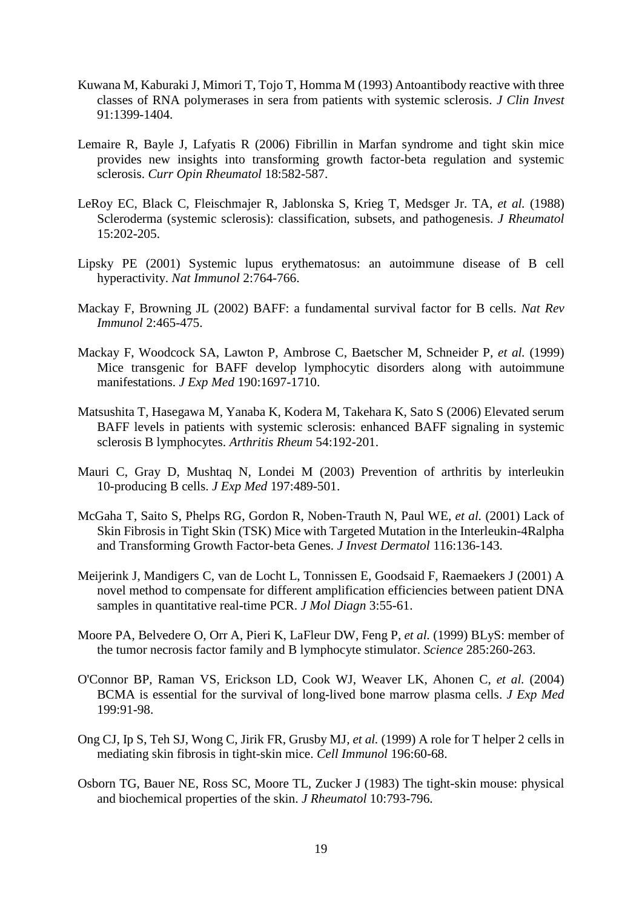Kuwana M, Kaburaki J, Mimori T, Tojo T, Homma M (1993) Antoantibody reactive with three classes of RNA polymerases in sera from patients with systemic sclerosis. *J Clin Invest* 91:1399-1404.

Lemaire R, Bayle J, Lafyatis R (2006) Fibrillin in Marfan syndrome and tight skin mice provides new insights into transforming growth factor-beta regulation and systemic sclerosis. *Curr Opin Rheumatol* 18:582-587.

LeRoy EC, Black C, Fleischmajer R, Jablonska S, Krieg T, Medsger Jr. TA, *et al.* (1988) Scleroderma (systemic sclerosis): classification, subsets, and pathogenesis. *J Rheumatol* 15:202-205.

Lipsky PE (2001) Systemic lupus erythematosus: an autoimmune disease of B cell hyperactivity. *Nat Immunol* 2:764-766.

Mackay F, Browning JL (2002) BAFF: a fundamental survival factor for B cells. *Nat Rev Immunol* 2:465-475.

Mackay F, Woodcock SA, Lawton P, Ambrose C, Baetscher M, Schneider P, *et al.* (1999) Mice transgenic for BAFF develop lymphocytic disorders along with autoimmune manifestations. *J Exp Med* 190:1697-1710.

Matsushita T, Hasegawa M, Yanaba K, Kodera M, Takehara K, Sato S (2006) Elevated serum BAFF levels in patients with systemic sclerosis: enhanced BAFF signaling in systemic sclerosis B lymphocytes. *Arthritis Rheum* 54:192-201.

Mauri C, Gray D, Mushtaq N, Londei M (2003) Prevention of arthritis by interleukin 10-producing B cells. *J Exp Med* 197:489-501.

McGaha T, Saito S, Phelps RG, Gordon R, Noben-Trauth N, Paul WE, *et al.* (2001) Lack of Skin Fibrosis in Tight Skin (TSK) Mice with Targeted Mutation in the Interleukin-4Ralpha and Transforming Growth Factor-beta Genes. *J Invest Dermatol* 116:136-143.

Meijerink J, Mandigers C, van de Locht L, Tonnissen E, Goodsaid F, Raemaekers J (2001) A novel method to compensate for different amplification efficiencies between patient DNA samples in quantitative real-time PCR. *J Mol Diagn* 3:55-61.

Moore PA, Belvedere O, Orr A, Pieri K, LaFleur DW, Feng P, *et al.* (1999) BLyS: member of the tumor necrosis factor family and B lymphocyte stimulator. *Science* 285:260-263.

O'Connor BP, Raman VS, Erickson LD, Cook WJ, Weaver LK, Ahonen C, *et al.* (2004) BCMA is essential for the survival of long-lived bone marrow plasma cells. *J Exp Med* 199:91-98.

Ong CJ, Ip S, Teh SJ, Wong C, Jirik FR, Grusby MJ, *et al.* (1999) A role for T helper 2 cells in mediating skin fibrosis in tight-skin mice. *Cell Immunol* 196:60-68.

Osborn TG, Bauer NE, Ross SC, Moore TL, Zucker J (1983) The tight-skin mouse: physical and biochemical properties of the skin. *J Rheumatol* 10:793-796.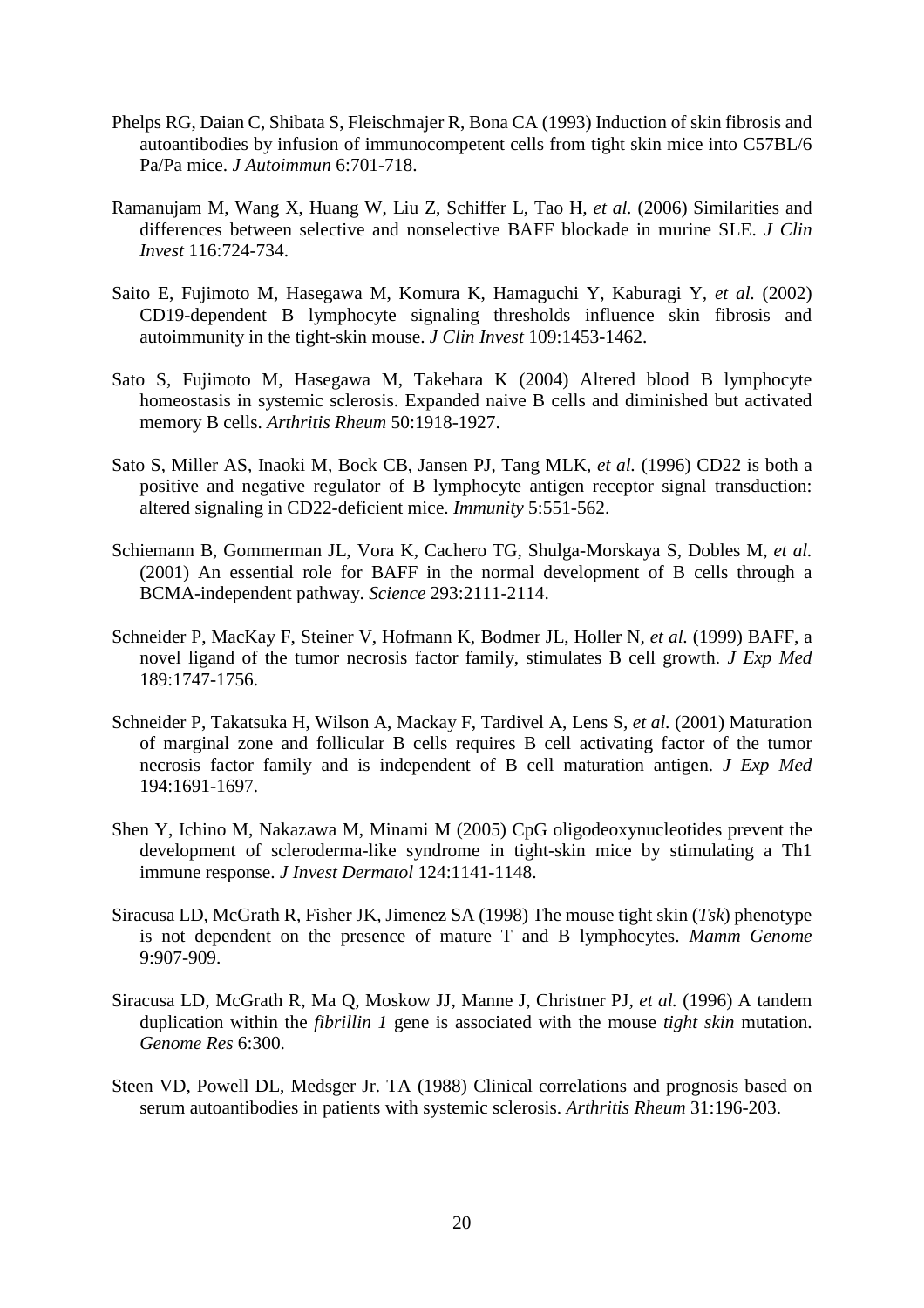Phelps RG, Daian C, Shibata S, Fleischmajer R, Bona CA (1993) Induction of skin fibrosis and autoantibodies by infusion of immunocompetent cells from tight skin mice into C57BL/6 Pa/Pa mice. *J Autoimmun* 6:701-718.

Ramanujam M, Wang X, Huang W, Liu Z, Schiffer L, Tao H, *et al.* (2006) Similarities and differences between selective and nonselective BAFF blockade in murine SLE. *J Clin Invest* 116:724-734.

Saito E, Fujimoto M, Hasegawa M, Komura K, Hamaguchi Y, Kaburagi Y, *et al.* (2002) CD19-dependent B lymphocyte signaling thresholds influence skin fibrosis and autoimmunity in the tight-skin mouse. *J Clin Invest* 109:1453-1462.

Sato S, Fujimoto M, Hasegawa M, Takehara K (2004) Altered blood B lymphocyte homeostasis in systemic sclerosis. Expanded naive B cells and diminished but activated memory B cells. *Arthritis Rheum* 50:1918-1927.

Sato S, Miller AS, Inaoki M, Bock CB, Jansen PJ, Tang MLK, *et al.* (1996) CD22 is both a positive and negative regulator of B lymphocyte antigen receptor signal transduction: altered signaling in CD22-deficient mice. *Immunity* 5:551-562.

Schiemann B, Gommerman JL, Vora K, Cachero TG, Shulga-Morskaya S, Dobles M, *et al.* (2001) An essential role for BAFF in the normal development of B cells through a BCMA-independent pathway. *Science* 293:2111-2114.

Schneider P, MacKay F, Steiner V, Hofmann K, Bodmer JL, Holler N, *et al.* (1999) BAFF, a novel ligand of the tumor necrosis factor family, stimulates B cell growth. *J Exp Med* 189:1747-1756.

Schneider P, Takatsuka H, Wilson A, Mackay F, Tardivel A, Lens S, *et al.* (2001) Maturation of marginal zone and follicular B cells requires B cell activating factor of the tumor necrosis factor family and is independent of B cell maturation antigen. *J Exp Med* 194:1691-1697.

Shen Y, Ichino M, Nakazawa M, Minami M (2005) CpG oligodeoxynucleotides prevent the development of scleroderma-like syndrome in tight-skin mice by stimulating a Th1 immune response. *J Invest Dermatol* 124:1141-1148.

Siracusa LD, McGrath R, Fisher JK, Jimenez SA (1998) The mouse tight skin (*Tsk*) phenotype is not dependent on the presence of mature T and B lymphocytes. *Mamm Genome* 9:907-909.

Siracusa LD, McGrath R, Ma Q, Moskow JJ, Manne J, Christner PJ, *et al.* (1996) A tandem duplication within the *fibrillin 1* gene is associated with the mouse *tight skin* mutation. *Genome Res* 6:300.

Steen VD, Powell DL, Medsger Jr. TA (1988) Clinical correlations and prognosis based on serum autoantibodies in patients with systemic sclerosis. *Arthritis Rheum* 31:196-203.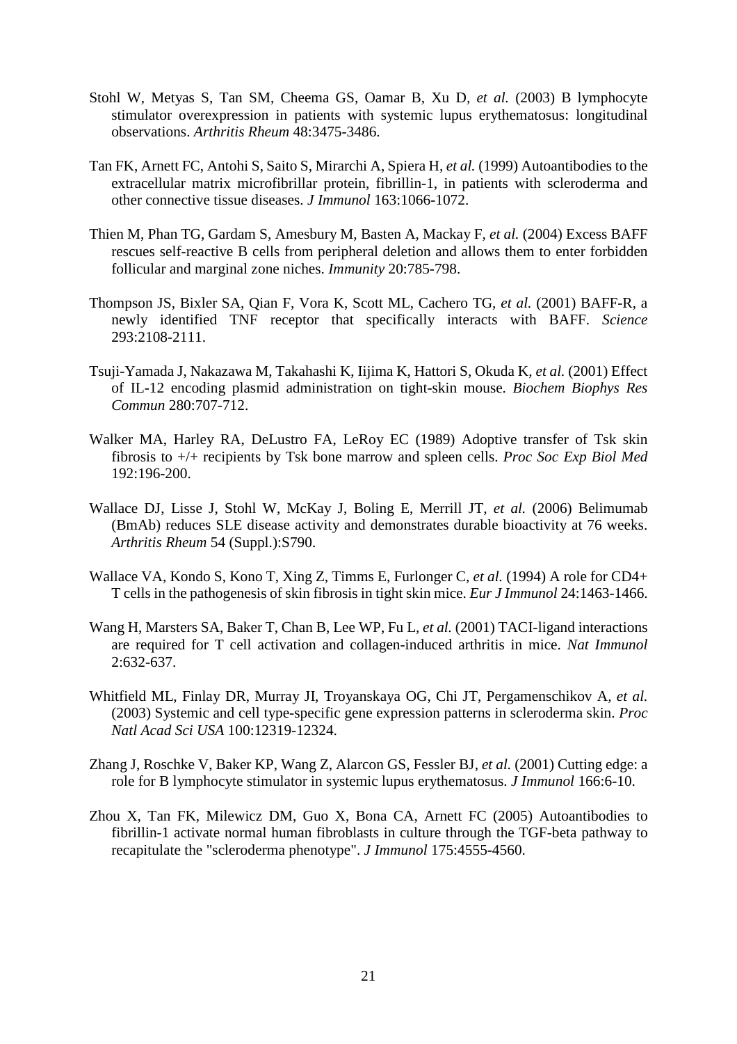Stohl W, Metyas S, Tan SM, Cheema GS, Oamar B, Xu D, *et al.* (2003) B lymphocyte stimulator overexpression in patients with systemic lupus erythematosus: longitudinal observations. *Arthritis Rheum* 48:3475-3486.

Tan FK, Arnett FC, Antohi S, Saito S, Mirarchi A, Spiera H, *et al.* (1999) Autoantibodies to the extracellular matrix microfibrillar protein, fibrillin-1, in patients with scleroderma and other connective tissue diseases. *J Immunol* 163:1066-1072.

Thien M, Phan TG, Gardam S, Amesbury M, Basten A, Mackay F, *et al.* (2004) Excess BAFF rescues self-reactive B cells from peripheral deletion and allows them to enter forbidden follicular and marginal zone niches. *Immunity* 20:785-798.

Thompson JS, Bixler SA, Qian F, Vora K, Scott ML, Cachero TG, *et al.* (2001) BAFF-R, a newly identified TNF receptor that specifically interacts with BAFF. *Science* 293:2108-2111.

Tsuji-Yamada J, Nakazawa M, Takahashi K, Iijima K, Hattori S, Okuda K, *et al.* (2001) Effect of IL-12 encoding plasmid administration on tight-skin mouse. *Biochem Biophys Res Commun* 280:707-712.

Walker MA, Harley RA, DeLustro FA, LeRoy EC (1989) Adoptive transfer of Tsk skin fibrosis to +/+ recipients by Tsk bone marrow and spleen cells. *Proc Soc Exp Biol Med* 192:196-200.

Wallace DJ, Lisse J, Stohl W, McKay J, Boling E, Merrill JT, *et al.* (2006) Belimumab (BmAb) reduces SLE disease activity and demonstrates durable bioactivity at 76 weeks. *Arthritis Rheum* 54 (Suppl.):S790.

Wallace VA, Kondo S, Kono T, Xing Z, Timms E, Furlonger C, *et al.* (1994) A role for CD4+ T cells in the pathogenesis of skin fibrosis in tight skin mice. *Eur J Immunol* 24:1463-1466.

Wang H, Marsters SA, Baker T, Chan B, Lee WP, Fu L, *et al.* (2001) TACI-ligand interactions are required for T cell activation and collagen-induced arthritis in mice. *Nat Immunol* 2:632-637.

Whitfield ML, Finlay DR, Murray JI, Troyanskaya OG, Chi JT, Pergamenschikov A, *et al.* (2003) Systemic and cell type-specific gene expression patterns in scleroderma skin. *Proc Natl Acad Sci USA* 100:12319-12324.

Zhang J, Roschke V, Baker KP, Wang Z, Alarcon GS, Fessler BJ, *et al.* (2001) Cutting edge: a role for B lymphocyte stimulator in systemic lupus erythematosus. *J Immunol* 166:6-10.

Zhou X, Tan FK, Milewicz DM, Guo X, Bona CA, Arnett FC (2005) Autoantibodies to fibrillin-1 activate normal human fibroblasts in culture through the TGF-beta pathway to recapitulate the "scleroderma phenotype". *J Immunol* 175:4555-4560.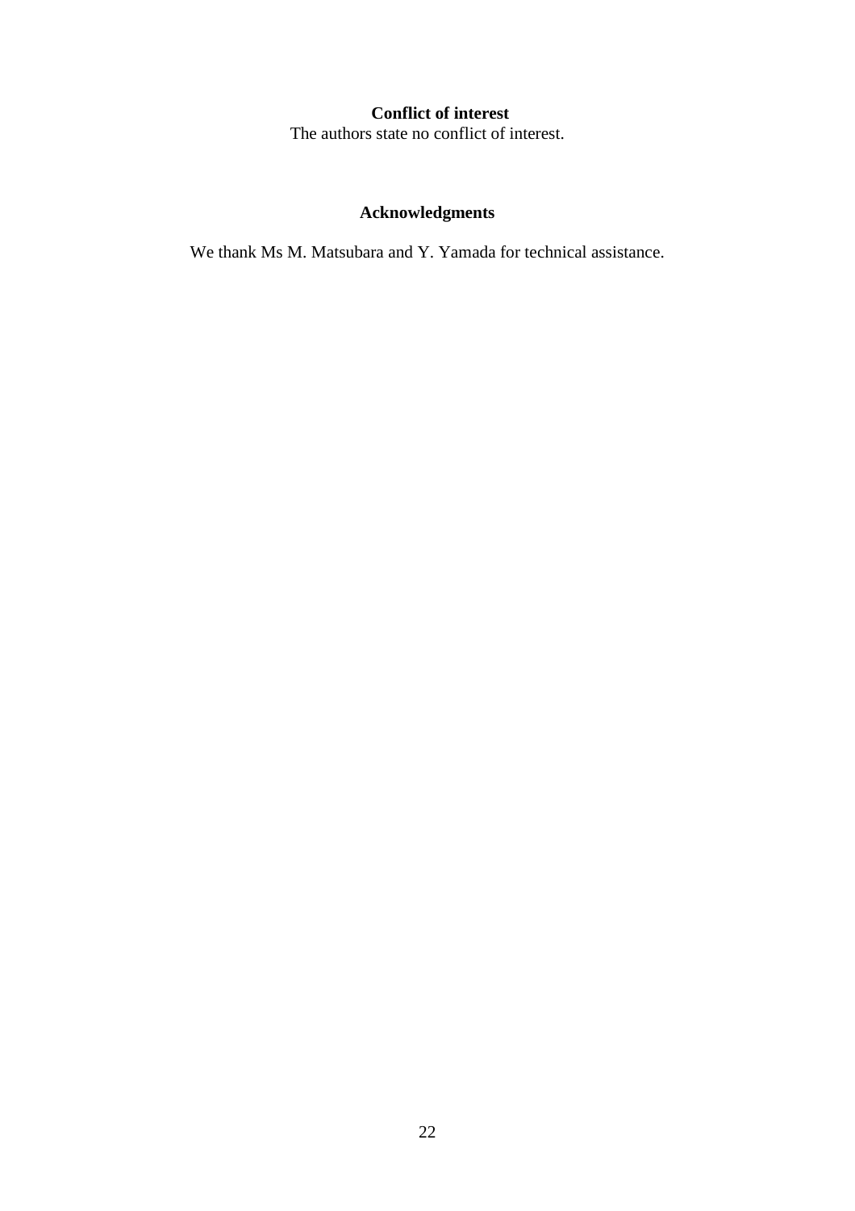## Conflict of interest

The authors state no conflict of interest.

## Acknowledgments

We thank Ms M. Matsubara and Y. Yamada for technical assistance.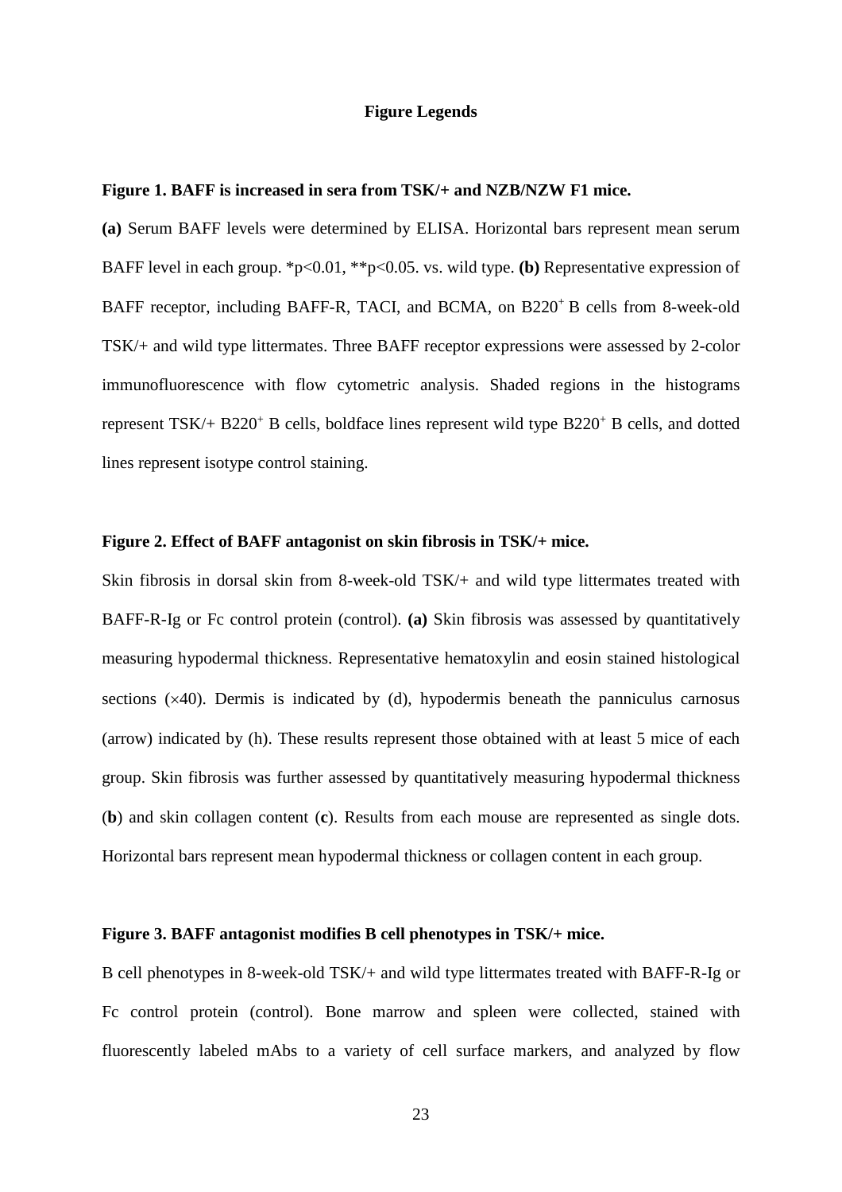## Figure Legends

**Figure 1. BAFF is increased in sera from TSK/+ and NZB/NZW F1 mice.**

**(a)** Serum BAFF levels were determined by ELISA. Horizontal bars represent mean serum BAFF level in each group. *$p<0.01$, **$p<0.05$. vs. wild type. **(b)** Representative expression of BAFF receptor, including BAFF-R, TACI, and BCMA, on $B220^+$ B cells from 8-week-old TSK/+ and wild type littermates. Three BAFF receptor expressions were assessed by 2-color immunofluorescence with flow cytometric analysis. Shaded regions in the histograms represent TSK/+ $B220^+$ B cells, boldface lines represent wild type $B220^+$ B cells, and dotted lines represent isotype control staining.

**Figure 2. Effect of BAFF antagonist on skin fibrosis in TSK/+ mice.**

Skin fibrosis in dorsal skin from 8-week-old TSK/+ and wild type littermates treated with BAFF-R-Ig or Fc control protein (control). **(a)** Skin fibrosis was assessed by quantitatively measuring hypodermal thickness. Representative hematoxylin and eosin stained histological sections ($\times40$). Dermis is indicated by (d), hypodermis beneath the panniculus carnosus (arrow) indicated by (h). These results represent those obtained with at least 5 mice of each group. Skin fibrosis was further assessed by quantitatively measuring hypodermal thickness (**b**) and skin collagen content (**c**). Results from each mouse are represented as single dots. Horizontal bars represent mean hypodermal thickness or collagen content in each group.

**Figure 3. BAFF antagonist modifies B cell phenotypes in TSK/+ mice.**

B cell phenotypes in 8-week-old TSK/+ and wild type littermates treated with BAFF-R-Ig or Fc control protein (control). Bone marrow and spleen were collected, stained with fluorescently labeled mAbs to a variety of cell surface markers, and analyzed by flow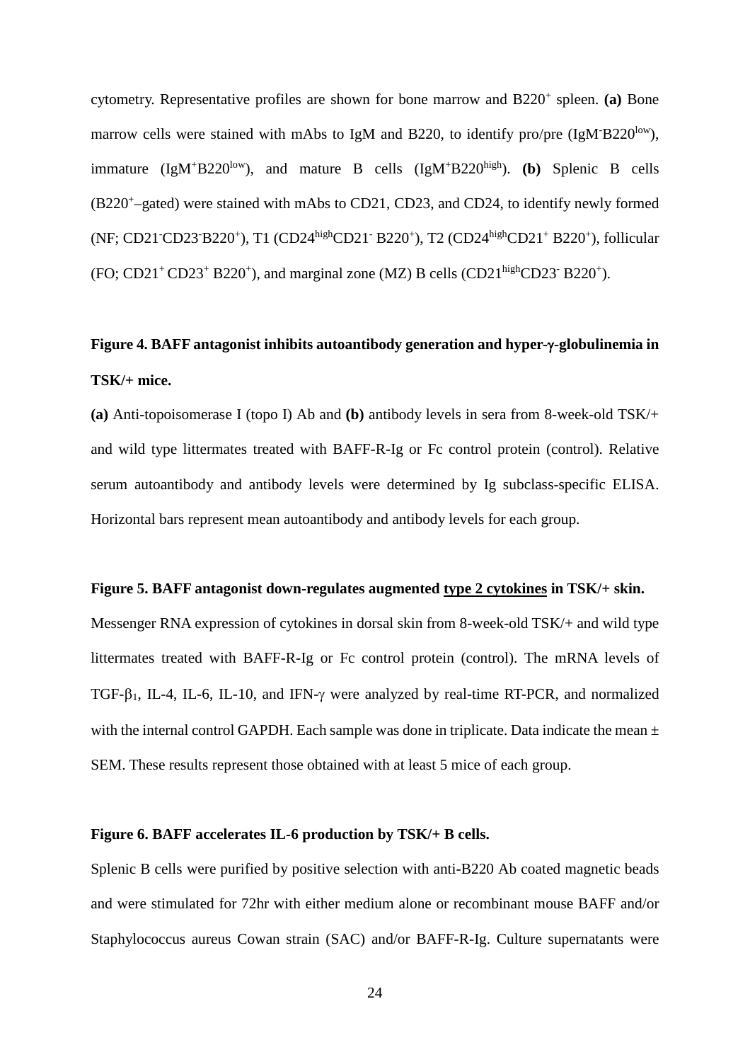cytometry. Representative profiles are shown for bone marrow and B220$^{+}$ spleen. **(a)** Bone marrow cells were stained with mAbs to IgM and B220, to identify pro/pre (IgM$^{-}$B220$^{low}$), immature (IgM$^{+}$B220$^{low}$), and mature B cells (IgM$^{+}$B220$^{high}$). **(b)** Splenic B cells (B220$^{+}$–gated) were stained with mAbs to CD21, CD23, and CD24, to identify newly formed (NF; CD21$^{-}$CD23$^{-}$B220$^{+}$), T1 (CD24$^{high}$CD21$^{-}$ B220$^{+}$), T2 (CD24$^{high}$CD21$^{+}$ B220$^{+}$), follicular (FO; CD21$^{+}$ CD23$^{+}$ B220$^{+}$), and marginal zone (MZ) B cells (CD21$^{high}$CD23$^{-}$ B220$^{+}$).

**Figure 4. BAFF antagonist inhibits autoantibody generation and hyper-γ-globulinemia in TSK/+ mice.**

**(a)** Anti-topoisomerase I (topo I) Ab and **(b)** antibody levels in sera from 8-week-old TSK/+ and wild type littermates treated with BAFF-R-Ig or Fc control protein (control). Relative serum autoantibody and antibody levels were determined by Ig subclass-specific ELISA. Horizontal bars represent mean autoantibody and antibody levels for each group.

**Figure 5. BAFF antagonist down-regulates augmented <u>type 2 cytokines</u> in TSK/+ skin.**

Messenger RNA expression of cytokines in dorsal skin from 8-week-old TSK/+ and wild type littermates treated with BAFF-R-Ig or Fc control protein (control). The mRNA levels of TGF-$\beta_1$, IL-4, IL-6, IL-10, and IFN-$\gamma$ were analyzed by real-time RT-PCR, and normalized with the internal control GAPDH. Each sample was done in triplicate. Data indicate the mean ± SEM. These results represent those obtained with at least 5 mice of each group.

**Figure 6. BAFF accelerates IL-6 production by TSK/+ B cells.**

Splenic B cells were purified by positive selection with anti-B220 Ab coated magnetic beads and were stimulated for 72hr with either medium alone or recombinant mouse BAFF and/or Staphylococcus aureus Cowan strain (SAC) and/or BAFF-R-Ig. Culture supernatants were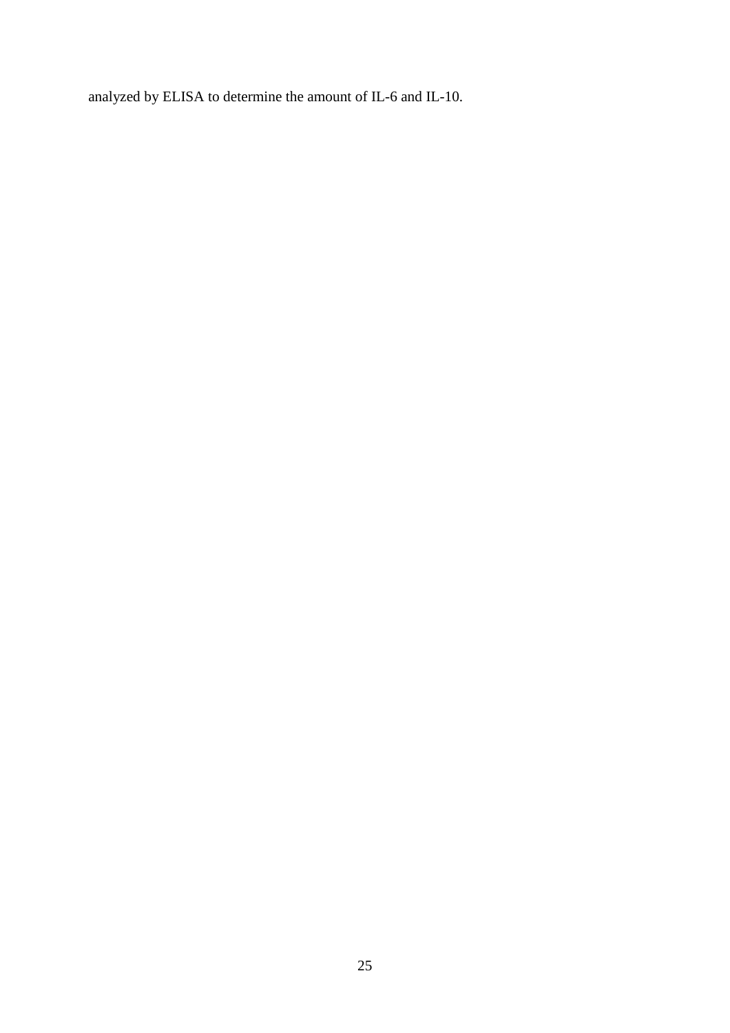analyzed by ELISA to determine the amount of IL-6 and IL-10.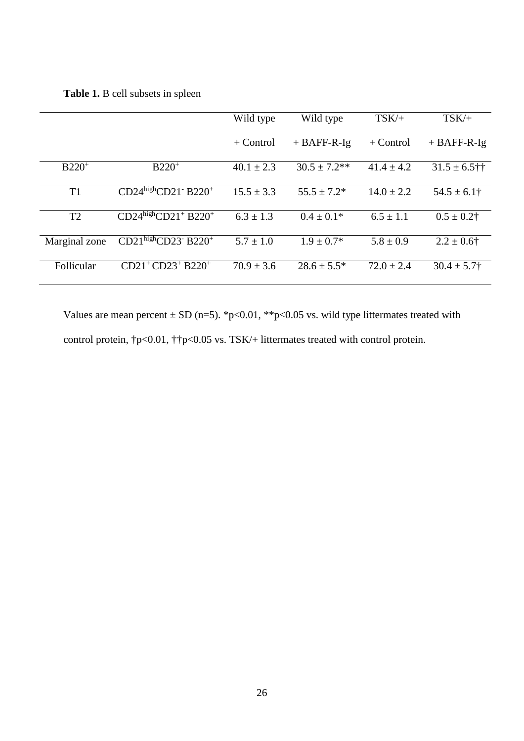**Table 1.** B cell subsets in spleen

| | | Wild type + Control | Wild type + BAFF-R-Ig | TSK/+ + Control | TSK/+ + BAFF-R-Ig |
|---|---|---|---|---|---|
| $B220^+$ | $B220^+$ | 40.1 ± 2.3 | 30.5 ± 7.2** | 41.4 ± 4.2 | 31.5 ± 6.5†† |
| T1 | $CD24^{high}CD21^- B220^+$ | 15.5 ± 3.3 | 55.5 ± 7.2* | 14.0 ± 2.2 | 54.5 ± 6.1† |
| T2 | $CD24^{high}CD21^+ B220^+$ | 6.3 ± 1.3 | 0.4 ± 0.1* | 6.5 ± 1.1 | 0.5 ± 0.2† |
| Marginal zone | $CD21^{high}CD23^- B220^+$ | 5.7 ± 1.0 | 1.9 ± 0.7* | 5.8 ± 0.9 | 2.2 ± 0.6† |
| Follicular | $CD21^+ CD23^+ B220^+$ | 70.9 ± 3.6 | 28.6 ± 5.5* | 72.0 ± 2.4 | 30.4 ± 5.7† |

Values are mean percent ± SD (n=5). *$p<0.01$, **$p<0.05$ vs. wild type littermates treated with control protein, †$p<0.01$, ††$p<0.05$ vs. TSK/+ littermates treated with control protein.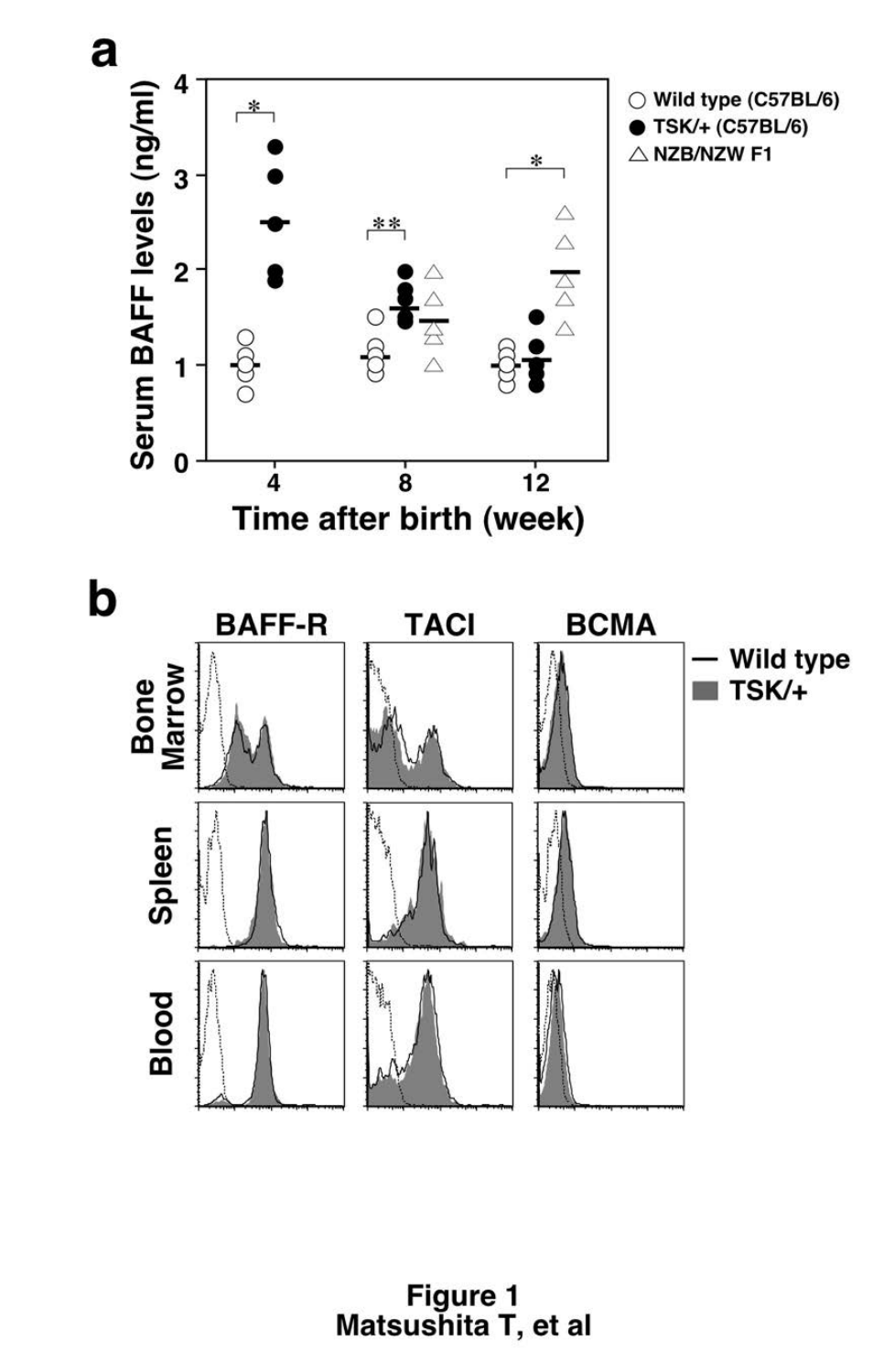Figure 1
Matsushita T, et al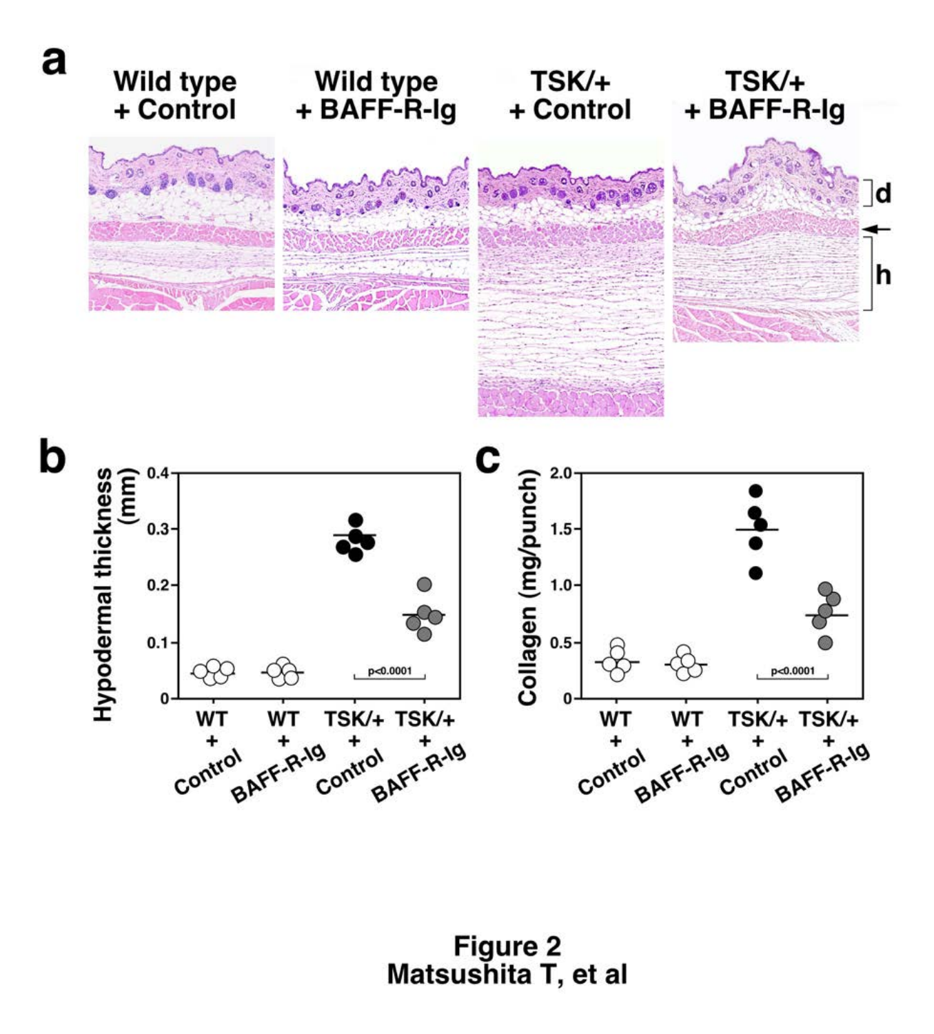**Figure 2**
**Matsushita T, et al**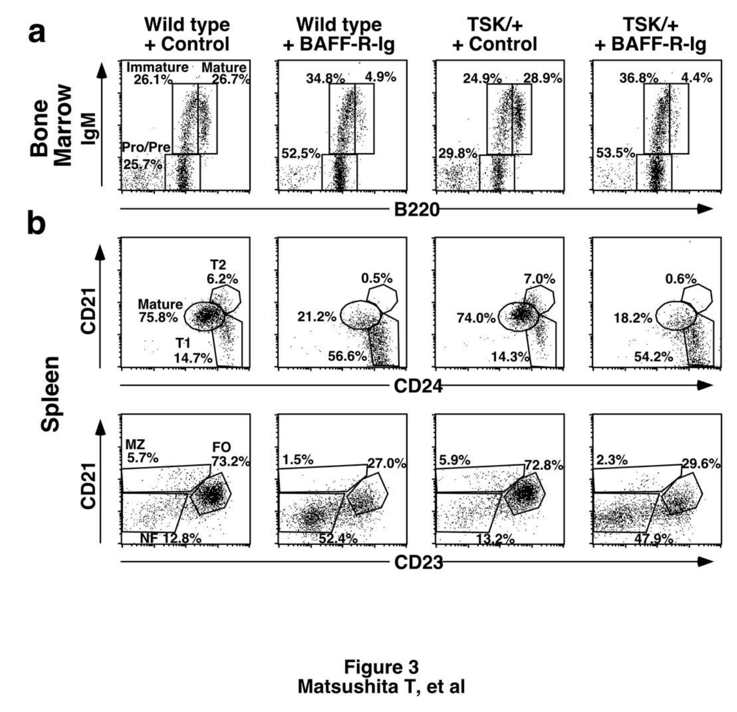Figure 3
Matsushita T, et al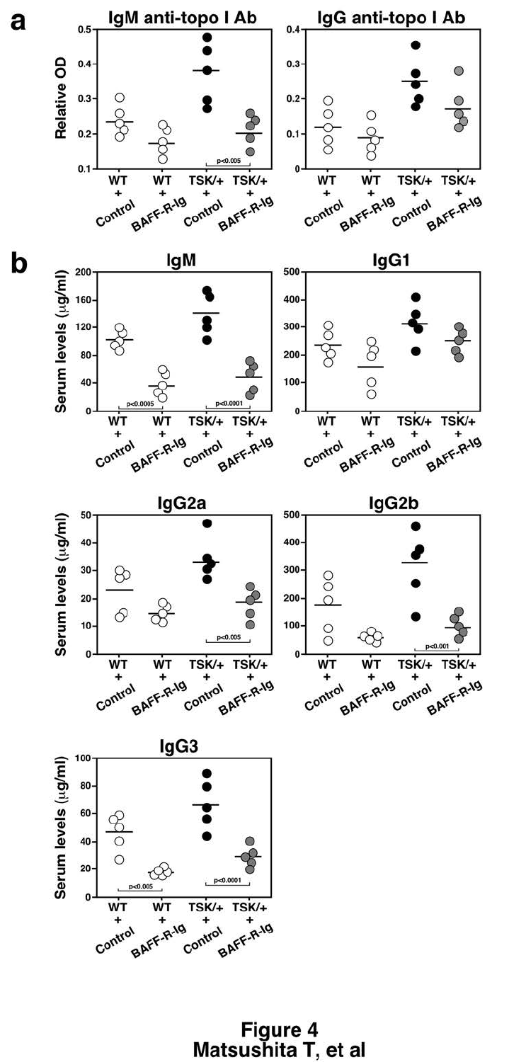Figure 4

Matsushita T, et al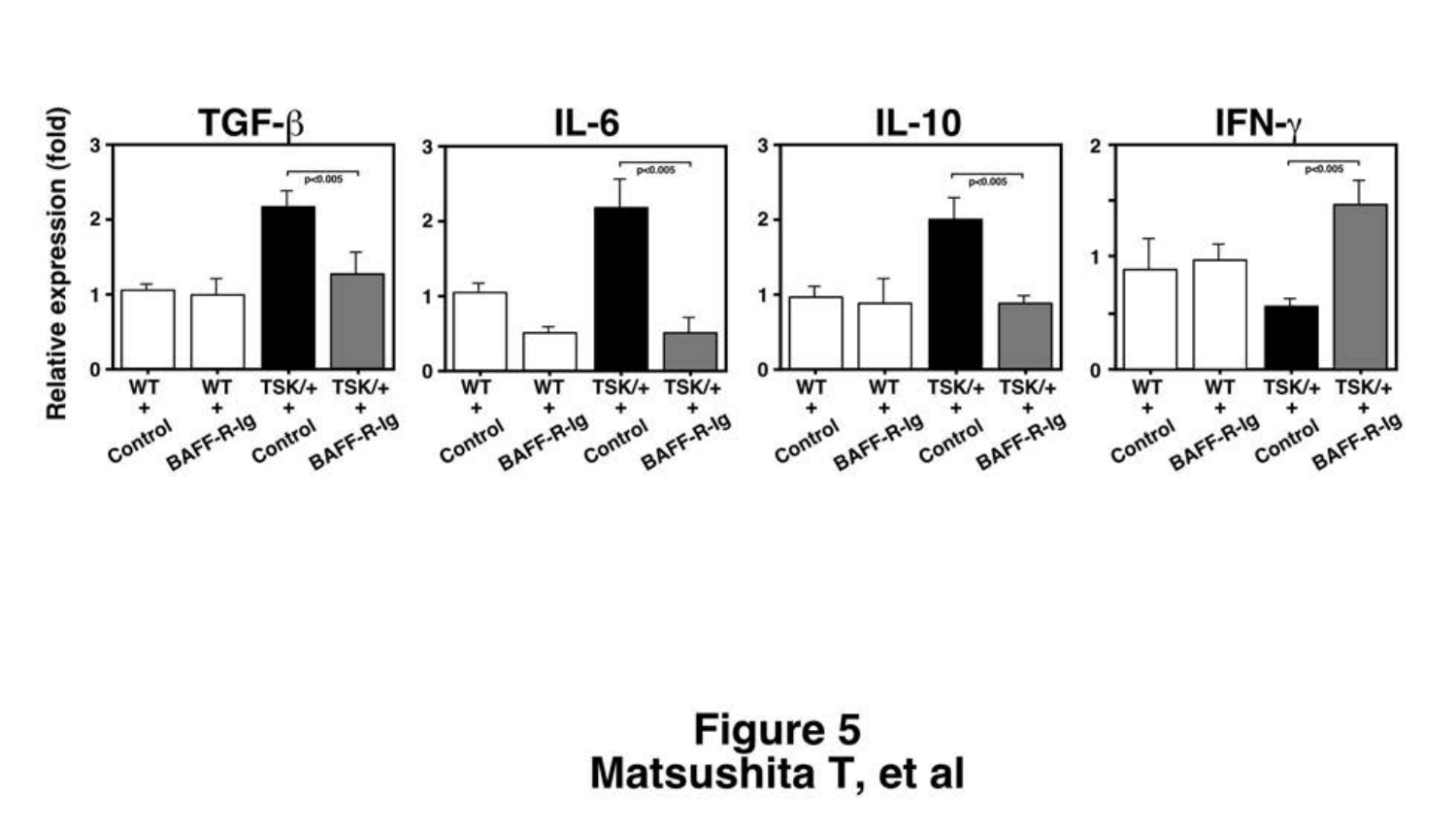**Figure 5**
**Matsushita T, et al**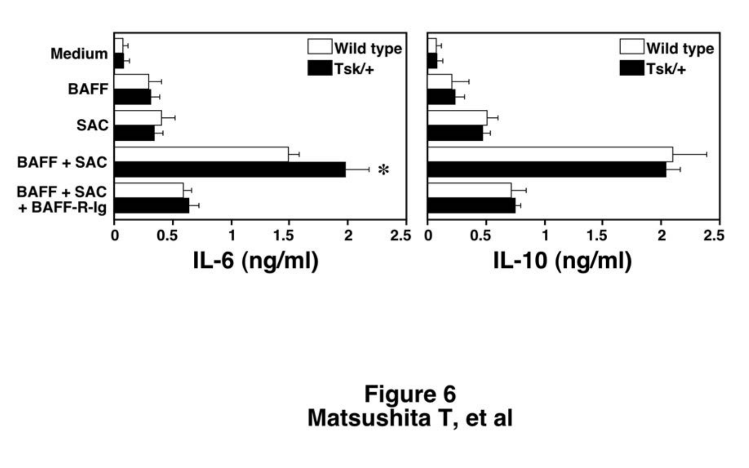Medium

BAFF

SAC

BAFF + SAC

BAFF + SAC + BAFF-R-Ig

Wild type

Tsk/+

*

0 0.5 1 1.5 2 2.5

IL-6 (ng/ml)

Wild type

Tsk/+

0 0.5 1 1.5 2 2.5

IL-10 (ng/ml)

**Figure 6**
**Matsushita T, et al**